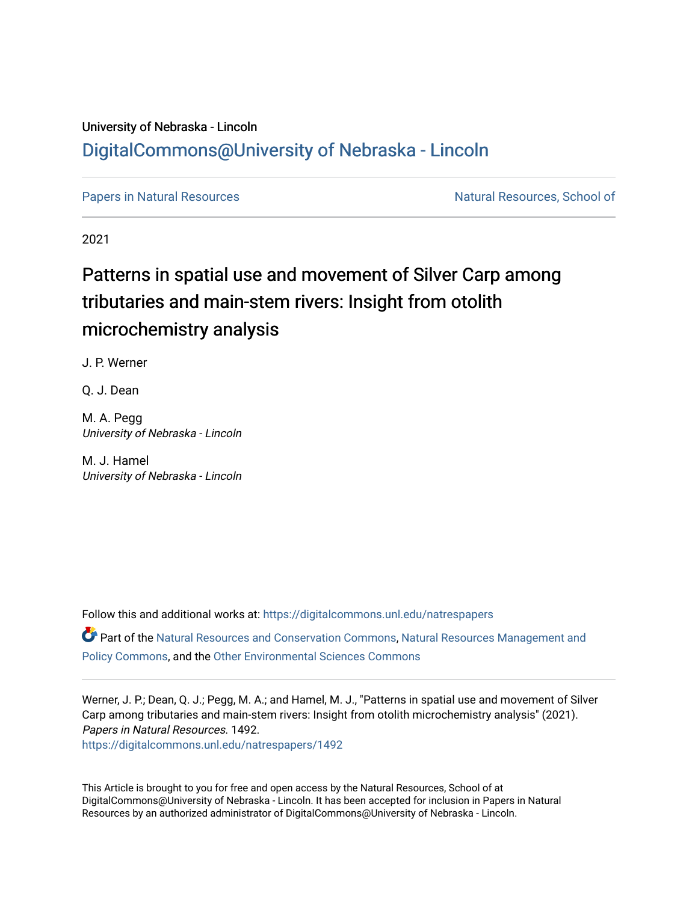University of Nebraska - Lincoln

DigitalCommons@University of Nebraska - Lincoln

Papers in Natural Resources

Natural Resources, School of

2021

# Patterns in spatial use and movement of Silver Carp among tributaries and main-stem rivers: Insight from otolith microchemistry analysis

J. P. Werner

Q. J. Dean

M. A. Pegg
*University of Nebraska - Lincoln*

M. J. Hamel
*University of Nebraska - Lincoln*

Follow this and additional works at: https://digitalcommons.unl.edu/natrespapers

Part of the Natural Resources and Conservation Commons, Natural Resources Management and Policy Commons, and the Other Environmental Sciences Commons

Werner, J. P.; Dean, Q. J.; Pegg, M. A.; and Hamel, M. J., "Patterns in spatial use and movement of Silver Carp among tributaries and main-stem rivers: Insight from otolith microchemistry analysis" (2021). *Papers in Natural Resources.* 1492.
https://digitalcommons.unl.edu/natrespapers/1492

This Article is brought to you for free and open access by the Natural Resources, School of at DigitalCommons@University of Nebraska - Lincoln. It has been accepted for inclusion in Papers in Natural Resources by an authorized administrator of DigitalCommons@University of Nebraska - Lincoln.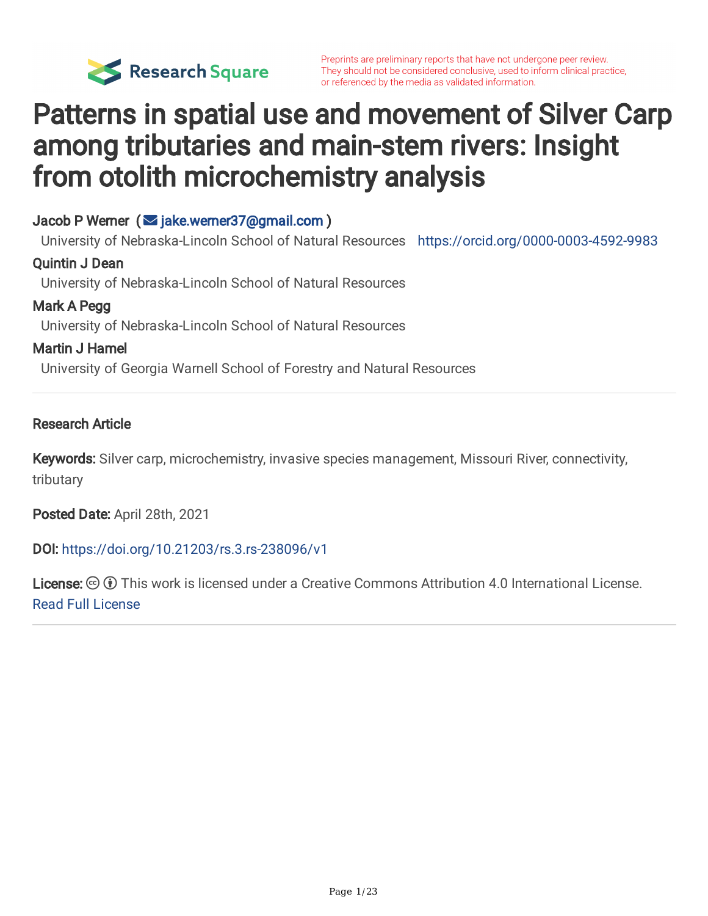# Patterns in spatial use and movement of Silver Carp among tributaries and main-stem rivers: Insight from otolith microchemistry analysis

**Jacob P Werner** (jake.werner37@gmail.com)
University of Nebraska-Lincoln School of Natural Resources https://orcid.org/0000-0003-4592-9983

**Quintin J Dean**
University of Nebraska-Lincoln School of Natural Resources

**Mark A Pegg**
University of Nebraska-Lincoln School of Natural Resources

**Martin J Hamel**
University of Georgia Warnell School of Forestry and Natural Resources

---

**Research Article**

**Keywords:** Silver carp, microchemistry, invasive species management, Missouri River, connectivity, tributary

**Posted Date:** April 28th, 2021

**DOI:** https://doi.org/10.21203/rs.3.rs-238096/v1

**License:** This work is licensed under a Creative Commons Attribution 4.0 International License. Read Full License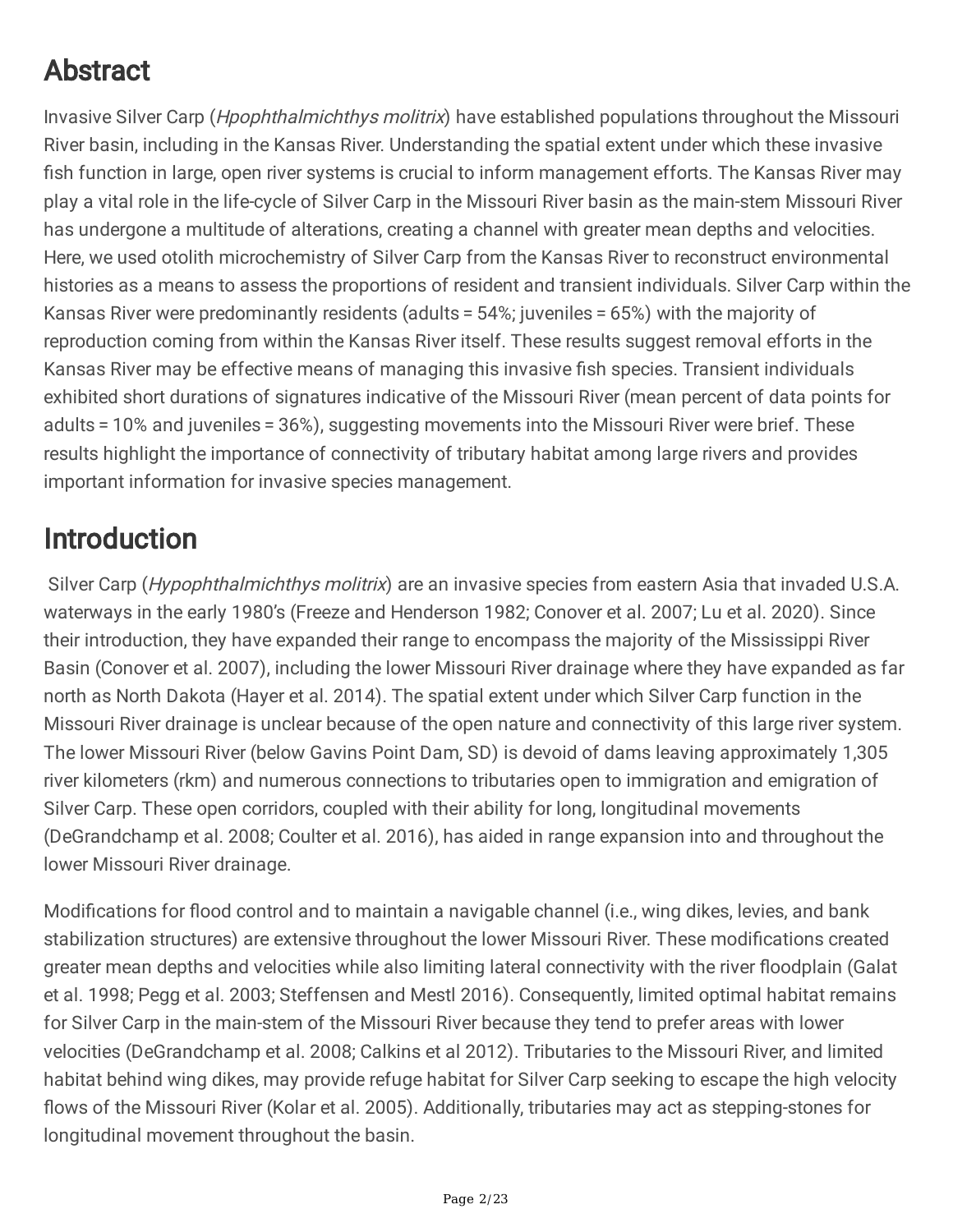# Abstract

Invasive Silver Carp (*Hpophthalmichthys molitrix*) have established populations throughout the Missouri River basin, including in the Kansas River. Understanding the spatial extent under which these invasive fish function in large, open river systems is crucial to inform management efforts. The Kansas River may play a vital role in the life-cycle of Silver Carp in the Missouri River basin as the main-stem Missouri River has undergone a multitude of alterations, creating a channel with greater mean depths and velocities. Here, we used otolith microchemistry of Silver Carp from the Kansas River to reconstruct environmental histories as a means to assess the proportions of resident and transient individuals. Silver Carp within the Kansas River were predominantly residents (adults = 54%; juveniles = 65%) with the majority of reproduction coming from within the Kansas River itself. These results suggest removal efforts in the Kansas River may be effective means of managing this invasive fish species. Transient individuals exhibited short durations of signatures indicative of the Missouri River (mean percent of data points for adults = 10% and juveniles = 36%), suggesting movements into the Missouri River were brief. These results highlight the importance of connectivity of tributary habitat among large rivers and provides important information for invasive species management.

# Introduction

Silver Carp (*Hypophthalmichthys molitrix*) are an invasive species from eastern Asia that invaded U.S.A. waterways in the early 1980's (Freeze and Henderson 1982; Conover et al. 2007; Lu et al. 2020). Since their introduction, they have expanded their range to encompass the majority of the Mississippi River Basin (Conover et al. 2007), including the lower Missouri River drainage where they have expanded as far north as North Dakota (Hayer et al. 2014). The spatial extent under which Silver Carp function in the Missouri River drainage is unclear because of the open nature and connectivity of this large river system. The lower Missouri River (below Gavins Point Dam, SD) is devoid of dams leaving approximately 1,305 river kilometers (rkm) and numerous connections to tributaries open to immigration and emigration of Silver Carp. These open corridors, coupled with their ability for long, longitudinal movements (DeGrandchamp et al. 2008; Coulter et al. 2016), has aided in range expansion into and throughout the lower Missouri River drainage.

Modifications for flood control and to maintain a navigable channel (i.e., wing dikes, levies, and bank stabilization structures) are extensive throughout the lower Missouri River. These modifications created greater mean depths and velocities while also limiting lateral connectivity with the river floodplain (Galat et al. 1998; Pegg et al. 2003; Steffensen and Mestl 2016). Consequently, limited optimal habitat remains for Silver Carp in the main-stem of the Missouri River because they tend to prefer areas with lower velocities (DeGrandchamp et al. 2008; Calkins et al 2012). Tributaries to the Missouri River, and limited habitat behind wing dikes, may provide refuge habitat for Silver Carp seeking to escape the high velocity flows of the Missouri River (Kolar et al. 2005). Additionally, tributaries may act as stepping-stones for longitudinal movement throughout the basin.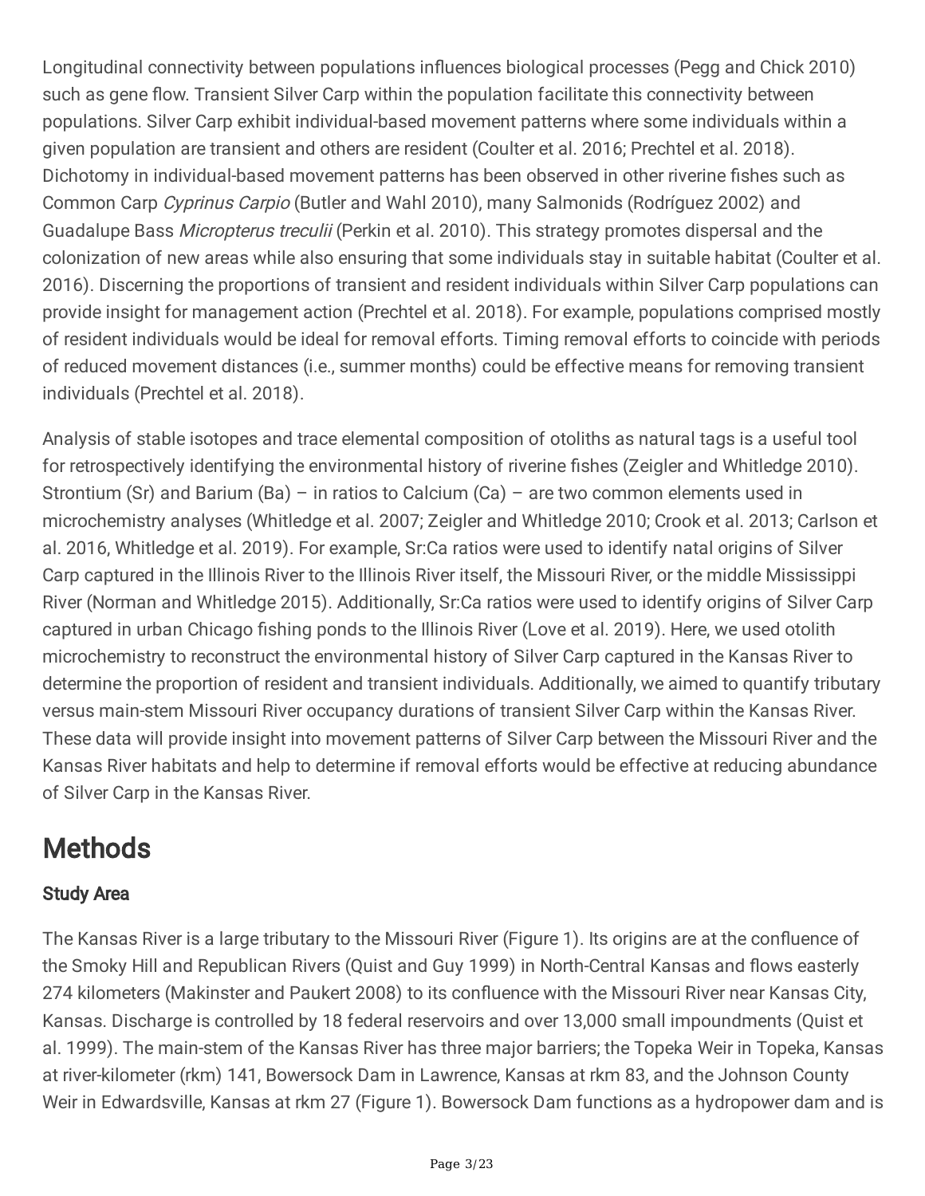Longitudinal connectivity between populations influences biological processes (Pegg and Chick 2010) such as gene flow. Transient Silver Carp within the population facilitate this connectivity between populations. Silver Carp exhibit individual-based movement patterns where some individuals within a given population are transient and others are resident (Coulter et al. 2016; Prechtel et al. 2018). Dichotomy in individual-based movement patterns has been observed in other riverine fishes such as Common Carp *Cyprinus Carpio* (Butler and Wahl 2010), many Salmonids (Rodríguez 2002) and Guadalupe Bass *Micropterus treculii* (Perkin et al. 2010). This strategy promotes dispersal and the colonization of new areas while also ensuring that some individuals stay in suitable habitat (Coulter et al. 2016). Discerning the proportions of transient and resident individuals within Silver Carp populations can provide insight for management action (Prechtel et al. 2018). For example, populations comprised mostly of resident individuals would be ideal for removal efforts. Timing removal efforts to coincide with periods of reduced movement distances (i.e., summer months) could be effective means for removing transient individuals (Prechtel et al. 2018).

Analysis of stable isotopes and trace elemental composition of otoliths as natural tags is a useful tool for retrospectively identifying the environmental history of riverine fishes (Zeigler and Whitledge 2010). Strontium (Sr) and Barium (Ba) – in ratios to Calcium (Ca) – are two common elements used in microchemistry analyses (Whitledge et al. 2007; Zeigler and Whitledge 2010; Crook et al. 2013; Carlson et al. 2016, Whitledge et al. 2019). For example, Sr:Ca ratios were used to identify natal origins of Silver Carp captured in the Illinois River to the Illinois River itself, the Missouri River, or the middle Mississippi River (Norman and Whitledge 2015). Additionally, Sr:Ca ratios were used to identify origins of Silver Carp captured in urban Chicago fishing ponds to the Illinois River (Love et al. 2019). Here, we used otolith microchemistry to reconstruct the environmental history of Silver Carp captured in the Kansas River to determine the proportion of resident and transient individuals. Additionally, we aimed to quantify tributary versus main-stem Missouri River occupancy durations of transient Silver Carp within the Kansas River. These data will provide insight into movement patterns of Silver Carp between the Missouri River and the Kansas River habitats and help to determine if removal efforts would be effective at reducing abundance of Silver Carp in the Kansas River.

# Methods

## Study Area

The Kansas River is a large tributary to the Missouri River (Figure 1). Its origins are at the confluence of the Smoky Hill and Republican Rivers (Quist and Guy 1999) in North-Central Kansas and flows easterly 274 kilometers (Makinster and Paukert 2008) to its confluence with the Missouri River near Kansas City, Kansas. Discharge is controlled by 18 federal reservoirs and over 13,000 small impoundments (Quist et al. 1999). The main-stem of the Kansas River has three major barriers; the Topeka Weir in Topeka, Kansas at river-kilometer (rkm) 141, Bowersock Dam in Lawrence, Kansas at rkm 83, and the Johnson County Weir in Edwardsville, Kansas at rkm 27 (Figure 1). Bowersock Dam functions as a hydropower dam and is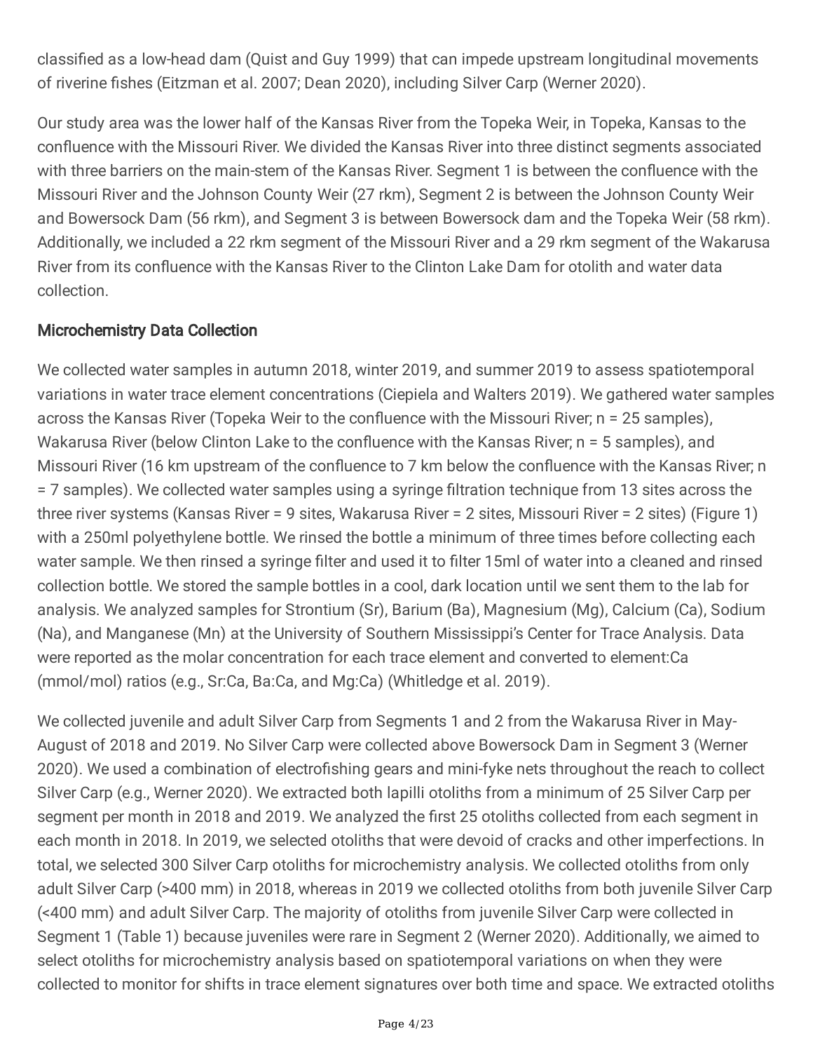classified as a low-head dam (Quist and Guy 1999) that can impede upstream longitudinal movements of riverine fishes (Eitzman et al. 2007; Dean 2020), including Silver Carp (Werner 2020).

Our study area was the lower half of the Kansas River from the Topeka Weir, in Topeka, Kansas to the confluence with the Missouri River. We divided the Kansas River into three distinct segments associated with three barriers on the main-stem of the Kansas River. Segment 1 is between the confluence with the Missouri River and the Johnson County Weir (27 rkm), Segment 2 is between the Johnson County Weir and Bowersock Dam (56 rkm), and Segment 3 is between Bowersock dam and the Topeka Weir (58 rkm). Additionally, we included a 22 rkm segment of the Missouri River and a 29 rkm segment of the Wakarusa River from its confluence with the Kansas River to the Clinton Lake Dam for otolith and water data collection.

### Microchemistry Data Collection

We collected water samples in autumn 2018, winter 2019, and summer 2019 to assess spatiotemporal variations in water trace element concentrations (Ciepiela and Walters 2019). We gathered water samples across the Kansas River (Topeka Weir to the confluence with the Missouri River; n = 25 samples), Wakarusa River (below Clinton Lake to the confluence with the Kansas River; n = 5 samples), and Missouri River (16 km upstream of the confluence to 7 km below the confluence with the Kansas River; n = 7 samples). We collected water samples using a syringe filtration technique from 13 sites across the three river systems (Kansas River = 9 sites, Wakarusa River = 2 sites, Missouri River = 2 sites) (Figure 1) with a 250ml polyethylene bottle. We rinsed the bottle a minimum of three times before collecting each water sample. We then rinsed a syringe filter and used it to filter 15ml of water into a cleaned and rinsed collection bottle. We stored the sample bottles in a cool, dark location until we sent them to the lab for analysis. We analyzed samples for Strontium (Sr), Barium (Ba), Magnesium (Mg), Calcium (Ca), Sodium (Na), and Manganese (Mn) at the University of Southern Mississippi's Center for Trace Analysis. Data were reported as the molar concentration for each trace element and converted to element:Ca (mmol/mol) ratios (e.g., Sr:Ca, Ba:Ca, and Mg:Ca) (Whitledge et al. 2019).

We collected juvenile and adult Silver Carp from Segments 1 and 2 from the Wakarusa River in May-August of 2018 and 2019. No Silver Carp were collected above Bowersock Dam in Segment 3 (Werner 2020). We used a combination of electrofishing gears and mini-fyke nets throughout the reach to collect Silver Carp (e.g., Werner 2020). We extracted both lapilli otoliths from a minimum of 25 Silver Carp per segment per month in 2018 and 2019. We analyzed the first 25 otoliths collected from each segment in each month in 2018. In 2019, we selected otoliths that were devoid of cracks and other imperfections. In total, we selected 300 Silver Carp otoliths for microchemistry analysis. We collected otoliths from only adult Silver Carp (>400 mm) in 2018, whereas in 2019 we collected otoliths from both juvenile Silver Carp (<400 mm) and adult Silver Carp. The majority of otoliths from juvenile Silver Carp were collected in Segment 1 (Table 1) because juveniles were rare in Segment 2 (Werner 2020). Additionally, we aimed to select otoliths for microchemistry analysis based on spatiotemporal variations on when they were collected to monitor for shifts in trace element signatures over both time and space. We extracted otoliths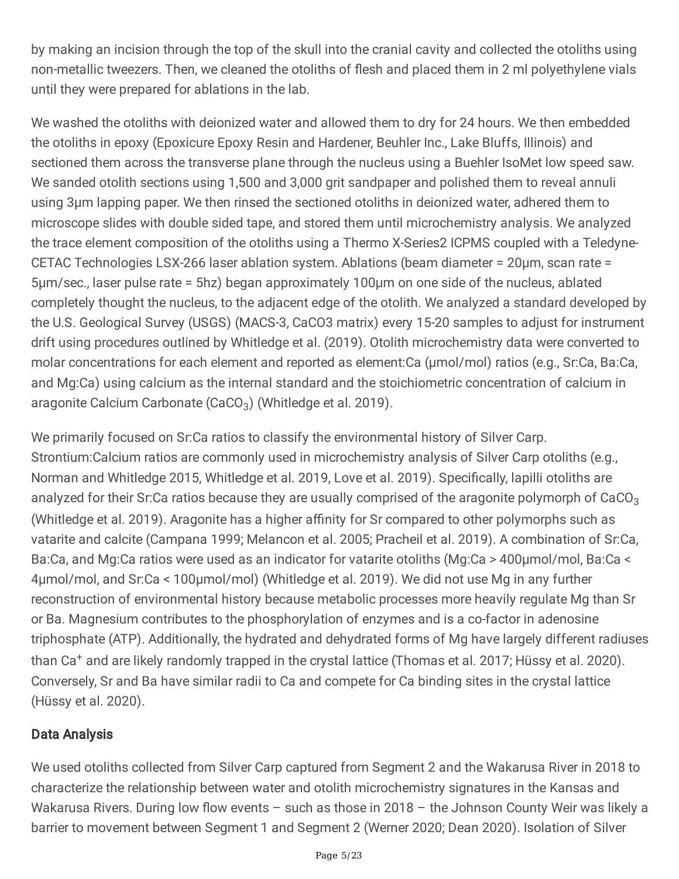by making an incision through the top of the skull into the cranial cavity and collected the otoliths using non-metallic tweezers. Then, we cleaned the otoliths of flesh and placed them in 2 ml polyethylene vials until they were prepared for ablations in the lab.

We washed the otoliths with deionized water and allowed them to dry for 24 hours. We then embedded the otoliths in epoxy (Epoxicure Epoxy Resin and Hardener, Beuhler Inc., Lake Bluffs, Illinois) and sectioned them across the transverse plane through the nucleus using a Buehler IsoMet low speed saw. We sanded otolith sections using 1,500 and 3,000 grit sandpaper and polished them to reveal annuli using 3µm lapping paper. We then rinsed the sectioned otoliths in deionized water, adhered them to microscope slides with double sided tape, and stored them until microchemistry analysis. We analyzed the trace element composition of the otoliths using a Thermo X-Series2 ICPMS coupled with a Teledyne-CETAC Technologies LSX-266 laser ablation system. Ablations (beam diameter = 20µm, scan rate = 5µm/sec., laser pulse rate = 5hz) began approximately 100µm on one side of the nucleus, ablated completely thought the nucleus, to the adjacent edge of the otolith. We analyzed a standard developed by the U.S. Geological Survey (USGS) (MACS-3, CaCO3 matrix) every 15-20 samples to adjust for instrument drift using procedures outlined by Whitledge et al. (2019). Otolith microchemistry data were converted to molar concentrations for each element and reported as element:Ca (µmol/mol) ratios (e.g., Sr:Ca, Ba:Ca, and Mg:Ca) using calcium as the internal standard and the stoichiometric concentration of calcium in aragonite Calcium Carbonate ($CaCO_3$) (Whitledge et al. 2019).

We primarily focused on Sr:Ca ratios to classify the environmental history of Silver Carp. Strontium:Calcium ratios are commonly used in microchemistry analysis of Silver Carp otoliths (e.g., Norman and Whitledge 2015, Whitledge et al. 2019, Love et al. 2019). Specifically, lapilli otoliths are analyzed for their Sr:Ca ratios because they are usually comprised of the aragonite polymorph of $CaCO_3$ (Whitledge et al. 2019). Aragonite has a higher affinity for Sr compared to other polymorphs such as vatarite and calcite (Campana 1999; Melancon et al. 2005; Pracheil et al. 2019). A combination of Sr:Ca, Ba:Ca, and Mg:Ca ratios were used as an indicator for vatarite otoliths (Mg:Ca > 400µmol/mol, Ba:Ca < 4µmol/mol, and Sr:Ca < 100µmol/mol) (Whitledge et al. 2019). We did not use Mg in any further reconstruction of environmental history because metabolic processes more heavily regulate Mg than Sr or Ba. Magnesium contributes to the phosphorylation of enzymes and is a co-factor in adenosine triphosphate (ATP). Additionally, the hydrated and dehydrated forms of Mg have largely different radiuses than $Ca^{+}$ and are likely randomly trapped in the crystal lattice (Thomas et al. 2017; Hüssy et al. 2020). Conversely, Sr and Ba have similar radii to Ca and compete for Ca binding sites in the crystal lattice (Hüssy et al. 2020).

## Data Analysis

We used otoliths collected from Silver Carp captured from Segment 2 and the Wakarusa River in 2018 to characterize the relationship between water and otolith microchemistry signatures in the Kansas and Wakarusa Rivers. During low flow events – such as those in 2018 – the Johnson County Weir was likely a barrier to movement between Segment 1 and Segment 2 (Werner 2020; Dean 2020). Isolation of Silver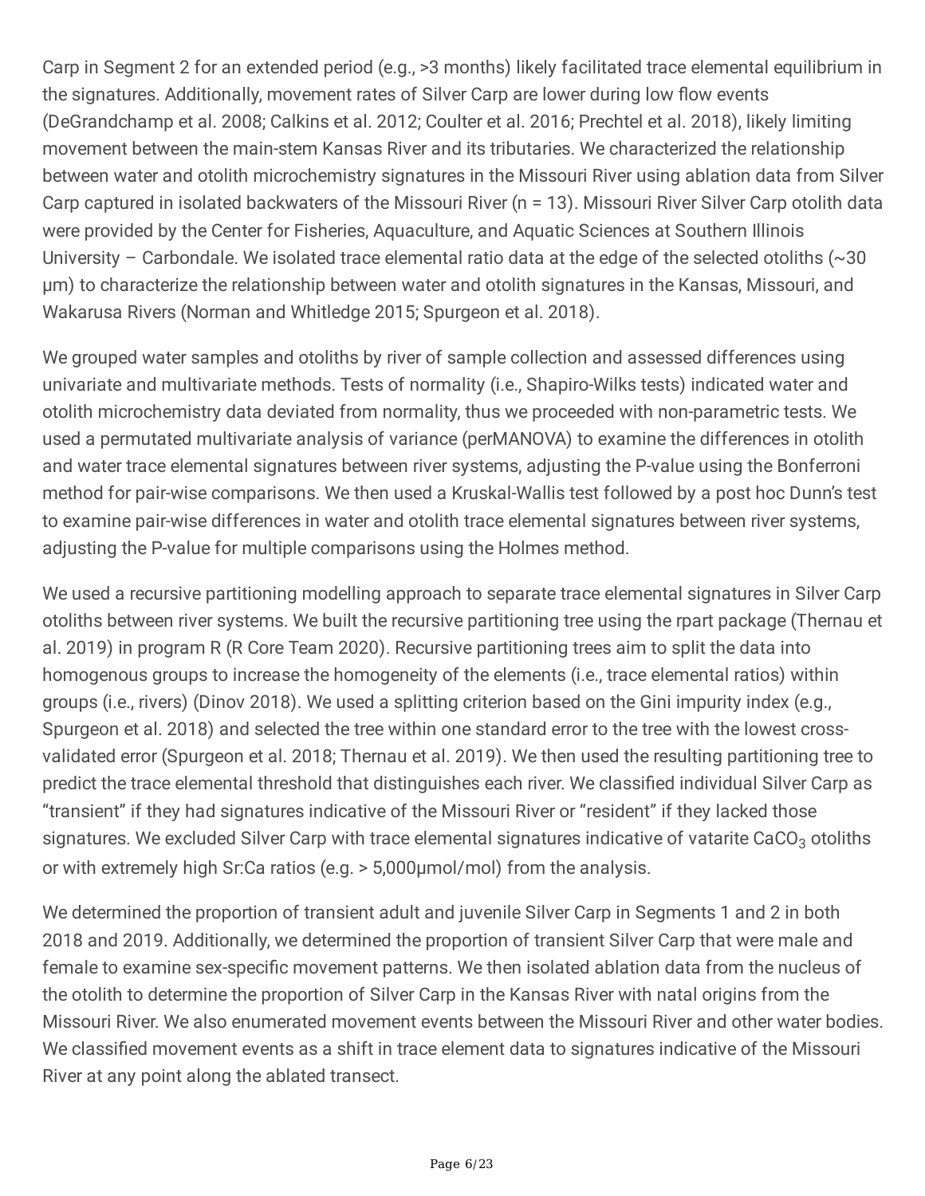Carp in Segment 2 for an extended period (e.g., >3 months) likely facilitated trace elemental equilibrium in the signatures. Additionally, movement rates of Silver Carp are lower during low flow events (DeGrandchamp et al. 2008; Calkins et al. 2012; Coulter et al. 2016; Prechtel et al. 2018), likely limiting movement between the main-stem Kansas River and its tributaries. We characterized the relationship between water and otolith microchemistry signatures in the Missouri River using ablation data from Silver Carp captured in isolated backwaters of the Missouri River (n = 13). Missouri River Silver Carp otolith data were provided by the Center for Fisheries, Aquaculture, and Aquatic Sciences at Southern Illinois University – Carbondale. We isolated trace elemental ratio data at the edge of the selected otoliths (~30 μm) to characterize the relationship between water and otolith signatures in the Kansas, Missouri, and Wakarusa Rivers (Norman and Whitledge 2015; Spurgeon et al. 2018).

We grouped water samples and otoliths by river of sample collection and assessed differences using univariate and multivariate methods. Tests of normality (i.e., Shapiro-Wilks tests) indicated water and otolith microchemistry data deviated from normality, thus we proceeded with non-parametric tests. We used a permutated multivariate analysis of variance (perMANOVA) to examine the differences in otolith and water trace elemental signatures between river systems, adjusting the P-value using the Bonferroni method for pair-wise comparisons. We then used a Kruskal-Wallis test followed by a post hoc Dunn's test to examine pair-wise differences in water and otolith trace elemental signatures between river systems, adjusting the P-value for multiple comparisons using the Holmes method.

We used a recursive partitioning modelling approach to separate trace elemental signatures in Silver Carp otoliths between river systems. We built the recursive partitioning tree using the rpart package (Thernau et al. 2019) in program R (R Core Team 2020). Recursive partitioning trees aim to split the data into homogenous groups to increase the homogeneity of the elements (i.e., trace elemental ratios) within groups (i.e., rivers) (Dinov 2018). We used a splitting criterion based on the Gini impurity index (e.g., Spurgeon et al. 2018) and selected the tree within one standard error to the tree with the lowest cross-validated error (Spurgeon et al. 2018; Thernau et al. 2019). We then used the resulting partitioning tree to predict the trace elemental threshold that distinguishes each river. We classified individual Silver Carp as "transient" if they had signatures indicative of the Missouri River or "resident" if they lacked those signatures. We excluded Silver Carp with trace elemental signatures indicative of vatarite $CaCO_3$ otoliths or with extremely high Sr:Ca ratios (e.g. > 5,000μmol/mol) from the analysis.

We determined the proportion of transient adult and juvenile Silver Carp in Segments 1 and 2 in both 2018 and 2019. Additionally, we determined the proportion of transient Silver Carp that were male and female to examine sex-specific movement patterns. We then isolated ablation data from the nucleus of the otolith to determine the proportion of Silver Carp in the Kansas River with natal origins from the Missouri River. We also enumerated movement events between the Missouri River and other water bodies. We classified movement events as a shift in trace element data to signatures indicative of the Missouri River at any point along the ablated transect.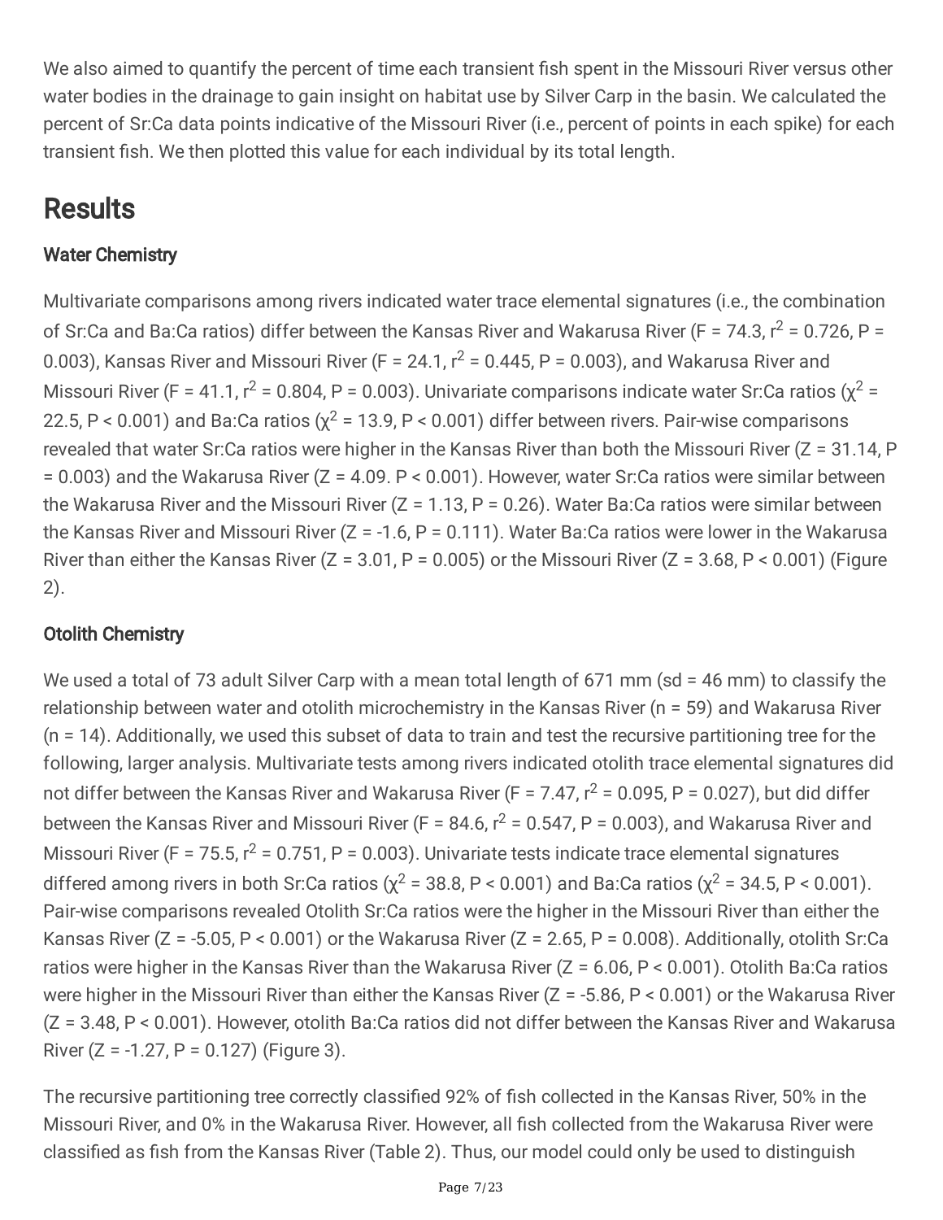We also aimed to quantify the percent of time each transient fish spent in the Missouri River versus other water bodies in the drainage to gain insight on habitat use by Silver Carp in the basin. We calculated the percent of Sr:Ca data points indicative of the Missouri River (i.e., percent of points in each spike) for each transient fish. We then plotted this value for each individual by its total length.

## Results

### Water Chemistry

Multivariate comparisons among rivers indicated water trace elemental signatures (i.e., the combination of Sr:Ca and Ba:Ca ratios) differ between the Kansas River and Wakarusa River ($F = 74.3$, $r^2 = 0.726$, $P = 0.003$), Kansas River and Missouri River ($F = 24.1$, $r^2 = 0.445$, $P = 0.003$), and Wakarusa River and Missouri River ($F = 41.1$, $r^2 = 0.804$, $P = 0.003$). Univariate comparisons indicate water Sr:Ca ratios ($\chi^2 = 22.5$, $P < 0.001$) and Ba:Ca ratios ($\chi^2 = 13.9$, $P < 0.001$) differ between rivers. Pair-wise comparisons revealed that water Sr:Ca ratios were higher in the Kansas River than both the Missouri River ($Z = 31.14$, $P = 0.003$) and the Wakarusa River ($Z = 4.09$. $P < 0.001$). However, water Sr:Ca ratios were similar between the Wakarusa River and the Missouri River ($Z = 1.13$, $P = 0.26$). Water Ba:Ca ratios were similar between the Kansas River and Missouri River ($Z = -1.6$, $P = 0.111$). Water Ba:Ca ratios were lower in the Wakarusa River than either the Kansas River ($Z = 3.01$, $P = 0.005$) or the Missouri River ($Z = 3.68$, $P < 0.001$) (Figure 2).

### Otolith Chemistry

We used a total of 73 adult Silver Carp with a mean total length of 671 mm (sd = 46 mm) to classify the relationship between water and otolith microchemistry in the Kansas River (n = 59) and Wakarusa River (n = 14). Additionally, we used this subset of data to train and test the recursive partitioning tree for the following, larger analysis. Multivariate tests among rivers indicated otolith trace elemental signatures did not differ between the Kansas River and Wakarusa River ($F = 7.47$, $r^2 = 0.095$, $P = 0.027$), but did differ between the Kansas River and Missouri River ($F = 84.6$, $r^2 = 0.547$, $P = 0.003$), and Wakarusa River and Missouri River ($F = 75.5$, $r^2 = 0.751$, $P = 0.003$). Univariate tests indicate trace elemental signatures differed among rivers in both Sr:Ca ratios ($\chi^2 = 38.8$, $P < 0.001$) and Ba:Ca ratios ($\chi^2 = 34.5$, $P < 0.001$). Pair-wise comparisons revealed Otolith Sr:Ca ratios were the higher in the Missouri River than either the Kansas River ($Z = -5.05$, $P < 0.001$) or the Wakarusa River ($Z = 2.65$, $P = 0.008$). Additionally, otolith Sr:Ca ratios were higher in the Kansas River than the Wakarusa River ($Z = 6.06$, $P < 0.001$). Otolith Ba:Ca ratios were higher in the Missouri River than either the Kansas River ($Z = -5.86$, $P < 0.001$) or the Wakarusa River ($Z = 3.48$, $P < 0.001$). However, otolith Ba:Ca ratios did not differ between the Kansas River and Wakarusa River ($Z = -1.27$, $P = 0.127$) (Figure 3).

The recursive partitioning tree correctly classified 92% of fish collected in the Kansas River, 50% in the Missouri River, and 0% in the Wakarusa River. However, all fish collected from the Wakarusa River were classified as fish from the Kansas River (Table 2). Thus, our model could only be used to distinguish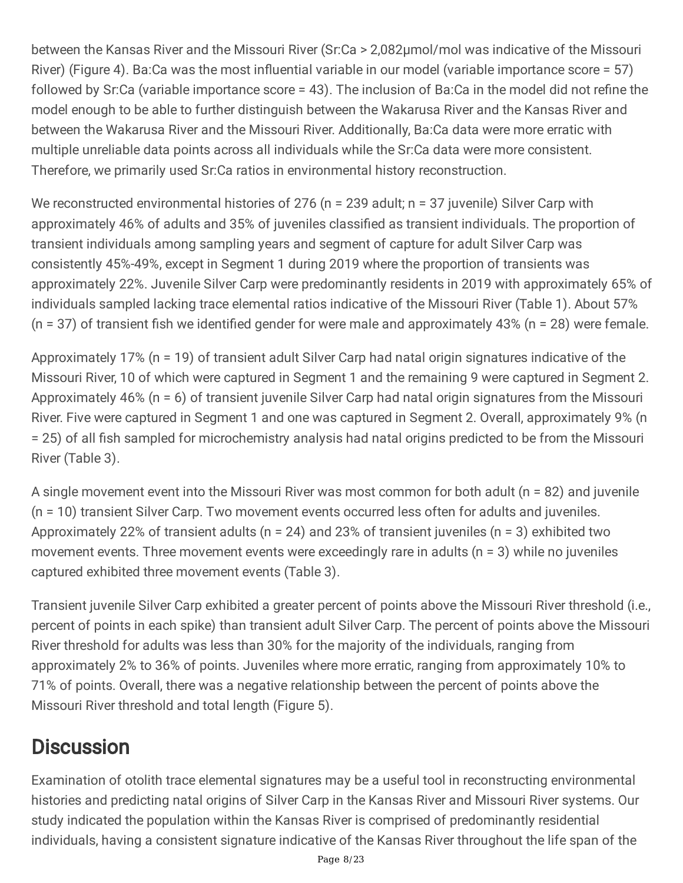between the Kansas River and the Missouri River (Sr:Ca > 2,082µmol/mol was indicative of the Missouri River) (Figure 4). Ba:Ca was the most influential variable in our model (variable importance score = 57) followed by Sr:Ca (variable importance score = 43). The inclusion of Ba:Ca in the model did not refine the model enough to be able to further distinguish between the Wakarusa River and the Kansas River and between the Wakarusa River and the Missouri River. Additionally, Ba:Ca data were more erratic with multiple unreliable data points across all individuals while the Sr:Ca data were more consistent. Therefore, we primarily used Sr:Ca ratios in environmental history reconstruction.

We reconstructed environmental histories of 276 (n = 239 adult; n = 37 juvenile) Silver Carp with approximately 46% of adults and 35% of juveniles classified as transient individuals. The proportion of transient individuals among sampling years and segment of capture for adult Silver Carp was consistently 45%-49%, except in Segment 1 during 2019 where the proportion of transients was approximately 22%. Juvenile Silver Carp were predominantly residents in 2019 with approximately 65% of individuals sampled lacking trace elemental ratios indicative of the Missouri River (Table 1). About 57% (n = 37) of transient fish we identified gender for were male and approximately 43% (n = 28) were female.

Approximately 17% (n = 19) of transient adult Silver Carp had natal origin signatures indicative of the Missouri River, 10 of which were captured in Segment 1 and the remaining 9 were captured in Segment 2. Approximately 46% (n = 6) of transient juvenile Silver Carp had natal origin signatures from the Missouri River. Five were captured in Segment 1 and one was captured in Segment 2. Overall, approximately 9% (n = 25) of all fish sampled for microchemistry analysis had natal origins predicted to be from the Missouri River (Table 3).

A single movement event into the Missouri River was most common for both adult (n = 82) and juvenile (n = 10) transient Silver Carp. Two movement events occurred less often for adults and juveniles. Approximately 22% of transient adults (n = 24) and 23% of transient juveniles (n = 3) exhibited two movement events. Three movement events were exceedingly rare in adults (n = 3) while no juveniles captured exhibited three movement events (Table 3).

Transient juvenile Silver Carp exhibited a greater percent of points above the Missouri River threshold (i.e., percent of points in each spike) than transient adult Silver Carp. The percent of points above the Missouri River threshold for adults was less than 30% for the majority of the individuals, ranging from approximately 2% to 36% of points. Juveniles where more erratic, ranging from approximately 10% to 71% of points. Overall, there was a negative relationship between the percent of points above the Missouri River threshold and total length (Figure 5).

# Discussion

Examination of otolith trace elemental signatures may be a useful tool in reconstructing environmental histories and predicting natal origins of Silver Carp in the Kansas River and Missouri River systems. Our study indicated the population within the Kansas River is comprised of predominantly residential individuals, having a consistent signature indicative of the Kansas River throughout the life span of the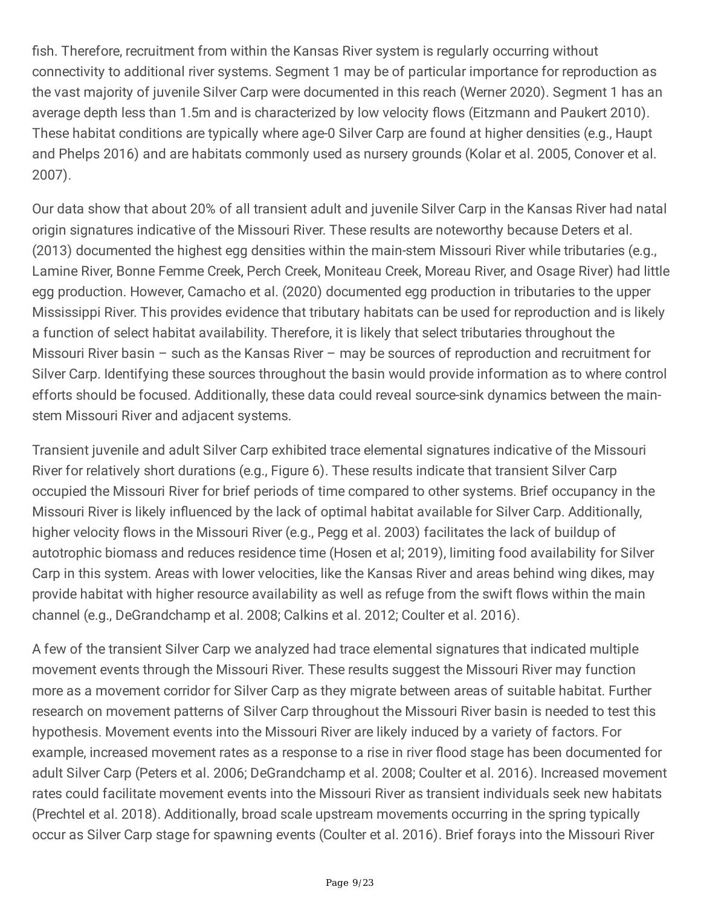fish. Therefore, recruitment from within the Kansas River system is regularly occurring without connectivity to additional river systems. Segment 1 may be of particular importance for reproduction as the vast majority of juvenile Silver Carp were documented in this reach (Werner 2020). Segment 1 has an average depth less than 1.5m and is characterized by low velocity flows (Eitzmann and Paukert 2010). These habitat conditions are typically where age-0 Silver Carp are found at higher densities (e.g., Haupt and Phelps 2016) and are habitats commonly used as nursery grounds (Kolar et al. 2005, Conover et al. 2007).

Our data show that about 20% of all transient adult and juvenile Silver Carp in the Kansas River had natal origin signatures indicative of the Missouri River. These results are noteworthy because Deters et al. (2013) documented the highest egg densities within the main-stem Missouri River while tributaries (e.g., Lamine River, Bonne Femme Creek, Perch Creek, Moniteau Creek, Moreau River, and Osage River) had little egg production. However, Camacho et al. (2020) documented egg production in tributaries to the upper Mississippi River. This provides evidence that tributary habitats can be used for reproduction and is likely a function of select habitat availability. Therefore, it is likely that select tributaries throughout the Missouri River basin – such as the Kansas River – may be sources of reproduction and recruitment for Silver Carp. Identifying these sources throughout the basin would provide information as to where control efforts should be focused. Additionally, these data could reveal source-sink dynamics between the main-stem Missouri River and adjacent systems.

Transient juvenile and adult Silver Carp exhibited trace elemental signatures indicative of the Missouri River for relatively short durations (e.g., Figure 6). These results indicate that transient Silver Carp occupied the Missouri River for brief periods of time compared to other systems. Brief occupancy in the Missouri River is likely influenced by the lack of optimal habitat available for Silver Carp. Additionally, higher velocity flows in the Missouri River (e.g., Pegg et al. 2003) facilitates the lack of buildup of autotrophic biomass and reduces residence time (Hosen et al; 2019), limiting food availability for Silver Carp in this system. Areas with lower velocities, like the Kansas River and areas behind wing dikes, may provide habitat with higher resource availability as well as refuge from the swift flows within the main channel (e.g., DeGrandchamp et al. 2008; Calkins et al. 2012; Coulter et al. 2016).

A few of the transient Silver Carp we analyzed had trace elemental signatures that indicated multiple movement events through the Missouri River. These results suggest the Missouri River may function more as a movement corridor for Silver Carp as they migrate between areas of suitable habitat. Further research on movement patterns of Silver Carp throughout the Missouri River basin is needed to test this hypothesis. Movement events into the Missouri River are likely induced by a variety of factors. For example, increased movement rates as a response to a rise in river flood stage has been documented for adult Silver Carp (Peters et al. 2006; DeGrandchamp et al. 2008; Coulter et al. 2016). Increased movement rates could facilitate movement events into the Missouri River as transient individuals seek new habitats (Prechtel et al. 2018). Additionally, broad scale upstream movements occurring in the spring typically occur as Silver Carp stage for spawning events (Coulter et al. 2016). Brief forays into the Missouri River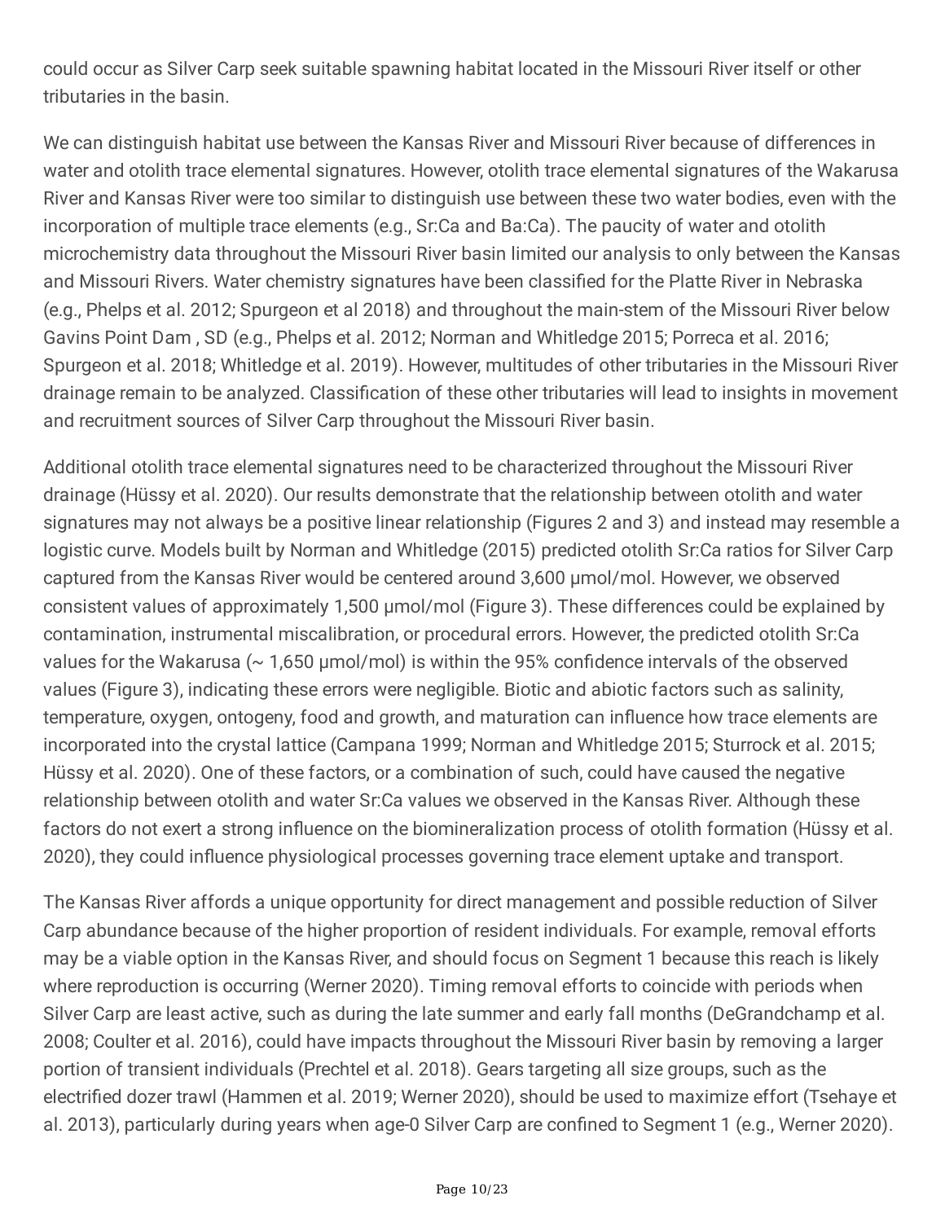could occur as Silver Carp seek suitable spawning habitat located in the Missouri River itself or other tributaries in the basin.

We can distinguish habitat use between the Kansas River and Missouri River because of differences in water and otolith trace elemental signatures. However, otolith trace elemental signatures of the Wakarusa River and Kansas River were too similar to distinguish use between these two water bodies, even with the incorporation of multiple trace elements (e.g., Sr:Ca and Ba:Ca). The paucity of water and otolith microchemistry data throughout the Missouri River basin limited our analysis to only between the Kansas and Missouri Rivers. Water chemistry signatures have been classified for the Platte River in Nebraska (e.g., Phelps et al. 2012; Spurgeon et al 2018) and throughout the main-stem of the Missouri River below Gavins Point Dam , SD (e.g., Phelps et al. 2012; Norman and Whitledge 2015; Porreca et al. 2016; Spurgeon et al. 2018; Whitledge et al. 2019). However, multitudes of other tributaries in the Missouri River drainage remain to be analyzed. Classification of these other tributaries will lead to insights in movement and recruitment sources of Silver Carp throughout the Missouri River basin.

Additional otolith trace elemental signatures need to be characterized throughout the Missouri River drainage (Hüssy et al. 2020). Our results demonstrate that the relationship between otolith and water signatures may not always be a positive linear relationship (Figures 2 and 3) and instead may resemble a logistic curve. Models built by Norman and Whitledge (2015) predicted otolith Sr:Ca ratios for Silver Carp captured from the Kansas River would be centered around 3,600 µmol/mol. However, we observed consistent values of approximately 1,500 µmol/mol (Figure 3). These differences could be explained by contamination, instrumental miscalibration, or procedural errors. However, the predicted otolith Sr:Ca values for the Wakarusa (~ 1,650 µmol/mol) is within the 95% confidence intervals of the observed values (Figure 3), indicating these errors were negligible. Biotic and abiotic factors such as salinity, temperature, oxygen, ontogeny, food and growth, and maturation can influence how trace elements are incorporated into the crystal lattice (Campana 1999; Norman and Whitledge 2015; Sturrock et al. 2015; Hüssy et al. 2020). One of these factors, or a combination of such, could have caused the negative relationship between otolith and water Sr:Ca values we observed in the Kansas River. Although these factors do not exert a strong influence on the biomineralization process of otolith formation (Hüssy et al. 2020), they could influence physiological processes governing trace element uptake and transport.

The Kansas River affords a unique opportunity for direct management and possible reduction of Silver Carp abundance because of the higher proportion of resident individuals. For example, removal efforts may be a viable option in the Kansas River, and should focus on Segment 1 because this reach is likely where reproduction is occurring (Werner 2020). Timing removal efforts to coincide with periods when Silver Carp are least active, such as during the late summer and early fall months (DeGrandchamp et al. 2008; Coulter et al. 2016), could have impacts throughout the Missouri River basin by removing a larger portion of transient individuals (Prechtel et al. 2018). Gears targeting all size groups, such as the electrified dozer trawl (Hammen et al. 2019; Werner 2020), should be used to maximize effort (Tsehaye et al. 2013), particularly during years when age-0 Silver Carp are confined to Segment 1 (e.g., Werner 2020).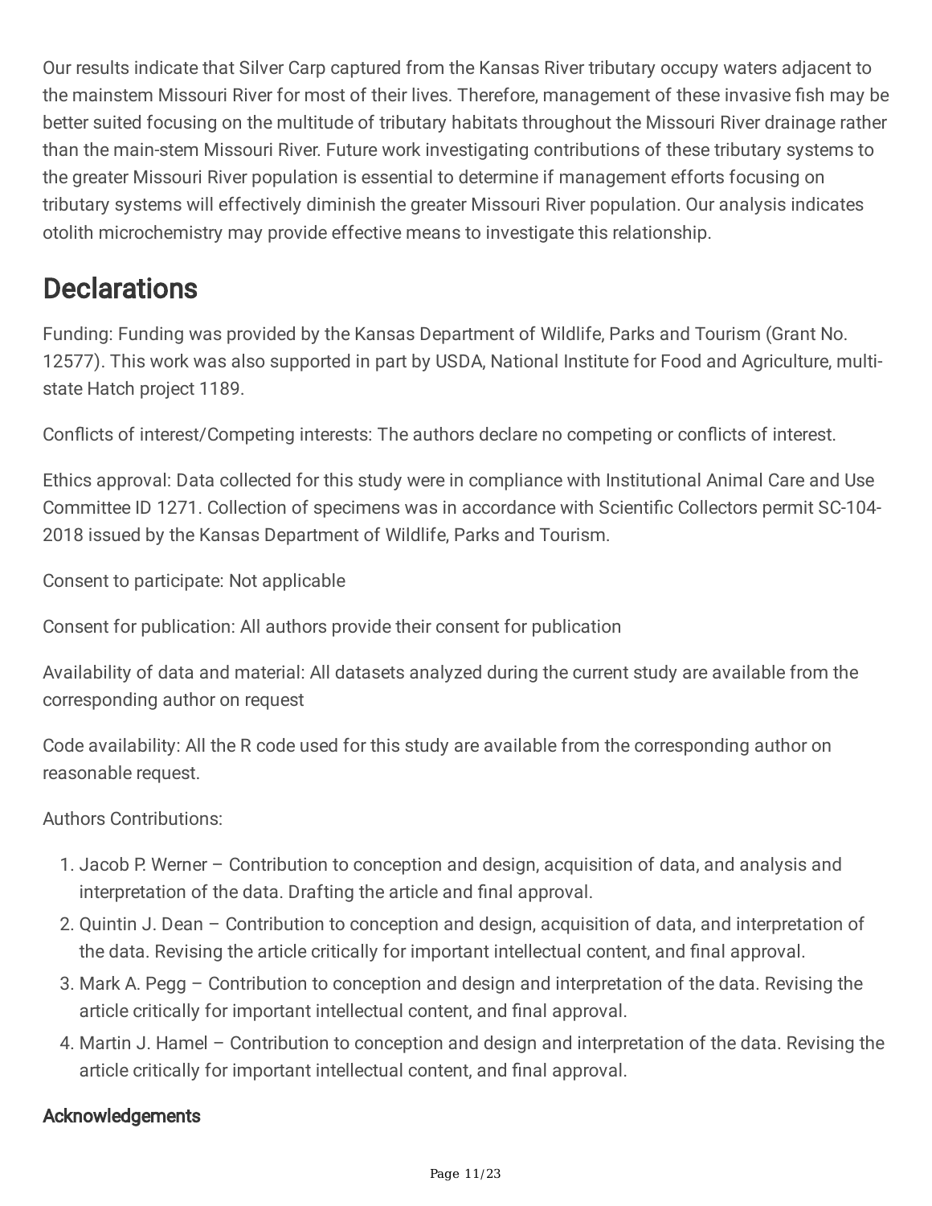Our results indicate that Silver Carp captured from the Kansas River tributary occupy waters adjacent to the mainstem Missouri River for most of their lives. Therefore, management of these invasive fish may be better suited focusing on the multitude of tributary habitats throughout the Missouri River drainage rather than the main-stem Missouri River. Future work investigating contributions of these tributary systems to the greater Missouri River population is essential to determine if management efforts focusing on tributary systems will effectively diminish the greater Missouri River population. Our analysis indicates otolith microchemistry may provide effective means to investigate this relationship.

# Declarations

Funding: Funding was provided by the Kansas Department of Wildlife, Parks and Tourism (Grant No. 12577). This work was also supported in part by USDA, National Institute for Food and Agriculture, multi-state Hatch project 1189.

Conflicts of interest/Competing interests: The authors declare no competing or conflicts of interest.

Ethics approval: Data collected for this study were in compliance with Institutional Animal Care and Use Committee ID 1271. Collection of specimens was in accordance with Scientific Collectors permit SC-104-2018 issued by the Kansas Department of Wildlife, Parks and Tourism.

Consent to participate: Not applicable

Consent for publication: All authors provide their consent for publication

Availability of data and material: All datasets analyzed during the current study are available from the corresponding author on request

Code availability: All the R code used for this study are available from the corresponding author on reasonable request.

Authors Contributions:

1. Jacob P. Werner – Contribution to conception and design, acquisition of data, and analysis and interpretation of the data. Drafting the article and final approval.
2. Quintin J. Dean – Contribution to conception and design, acquisition of data, and interpretation of the data. Revising the article critically for important intellectual content, and final approval.
3. Mark A. Pegg – Contribution to conception and design and interpretation of the data. Revising the article critically for important intellectual content, and final approval.
4. Martin J. Hamel – Contribution to conception and design and interpretation of the data. Revising the article critically for important intellectual content, and final approval.

## Acknowledgements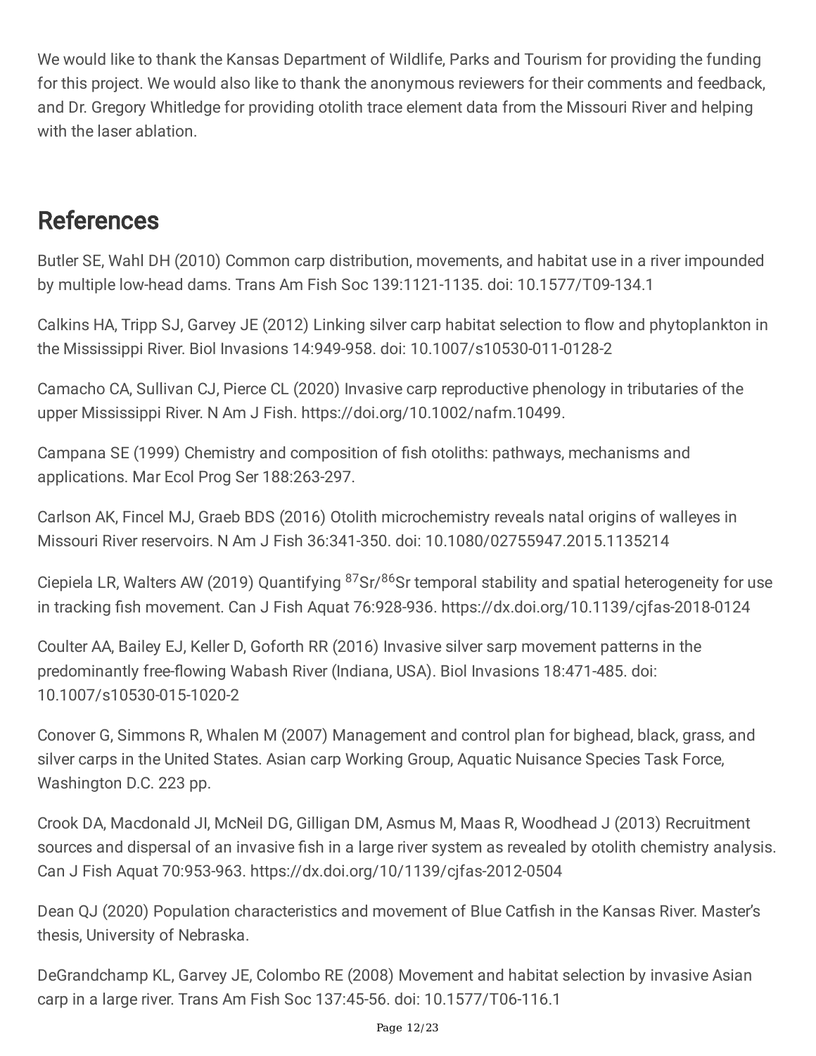We would like to thank the Kansas Department of Wildlife, Parks and Tourism for providing the funding for this project. We would also like to thank the anonymous reviewers for their comments and feedback, and Dr. Gregory Whitledge for providing otolith trace element data from the Missouri River and helping with the laser ablation.

## References

Butler SE, Wahl DH (2010) Common carp distribution, movements, and habitat use in a river impounded by multiple low-head dams. Trans Am Fish Soc 139:1121-1135. doi: 10.1577/T09-134.1

Calkins HA, Tripp SJ, Garvey JE (2012) Linking silver carp habitat selection to flow and phytoplankton in the Mississippi River. Biol Invasions 14:949-958. doi: 10.1007/s10530-011-0128-2

Camacho CA, Sullivan CJ, Pierce CL (2020) Invasive carp reproductive phenology in tributaries of the upper Mississippi River. N Am J Fish. https://doi.org/10.1002/nafm.10499.

Campana SE (1999) Chemistry and composition of fish otoliths: pathways, mechanisms and applications. Mar Ecol Prog Ser 188:263-297.

Carlson AK, Fincel MJ, Graeb BDS (2016) Otolith microchemistry reveals natal origins of walleyes in Missouri River reservoirs. N Am J Fish 36:341-350. doi: 10.1080/02755947.2015.1135214

Ciepiela LR, Walters AW (2019) Quantifying $^{87}Sr/^{86}Sr$ temporal stability and spatial heterogeneity for use in tracking fish movement. Can J Fish Aquat 76:928-936. https://dx.doi.org/10.1139/cjfas-2018-0124

Coulter AA, Bailey EJ, Keller D, Goforth RR (2016) Invasive silver sarp movement patterns in the predominantly free-flowing Wabash River (Indiana, USA). Biol Invasions 18:471-485. doi: 10.1007/s10530-015-1020-2

Conover G, Simmons R, Whalen M (2007) Management and control plan for bighead, black, grass, and silver carps in the United States. Asian carp Working Group, Aquatic Nuisance Species Task Force, Washington D.C. 223 pp.

Crook DA, Macdonald JI, McNeil DG, Gilligan DM, Asmus M, Maas R, Woodhead J (2013) Recruitment sources and dispersal of an invasive fish in a large river system as revealed by otolith chemistry analysis. Can J Fish Aquat 70:953-963. https://dx.doi.org/10/1139/cjfas-2012-0504

Dean QJ (2020) Population characteristics and movement of Blue Catfish in the Kansas River. Master's thesis, University of Nebraska.

DeGrandchamp KL, Garvey JE, Colombo RE (2008) Movement and habitat selection by invasive Asian carp in a large river. Trans Am Fish Soc 137:45-56. doi: 10.1577/T06-116.1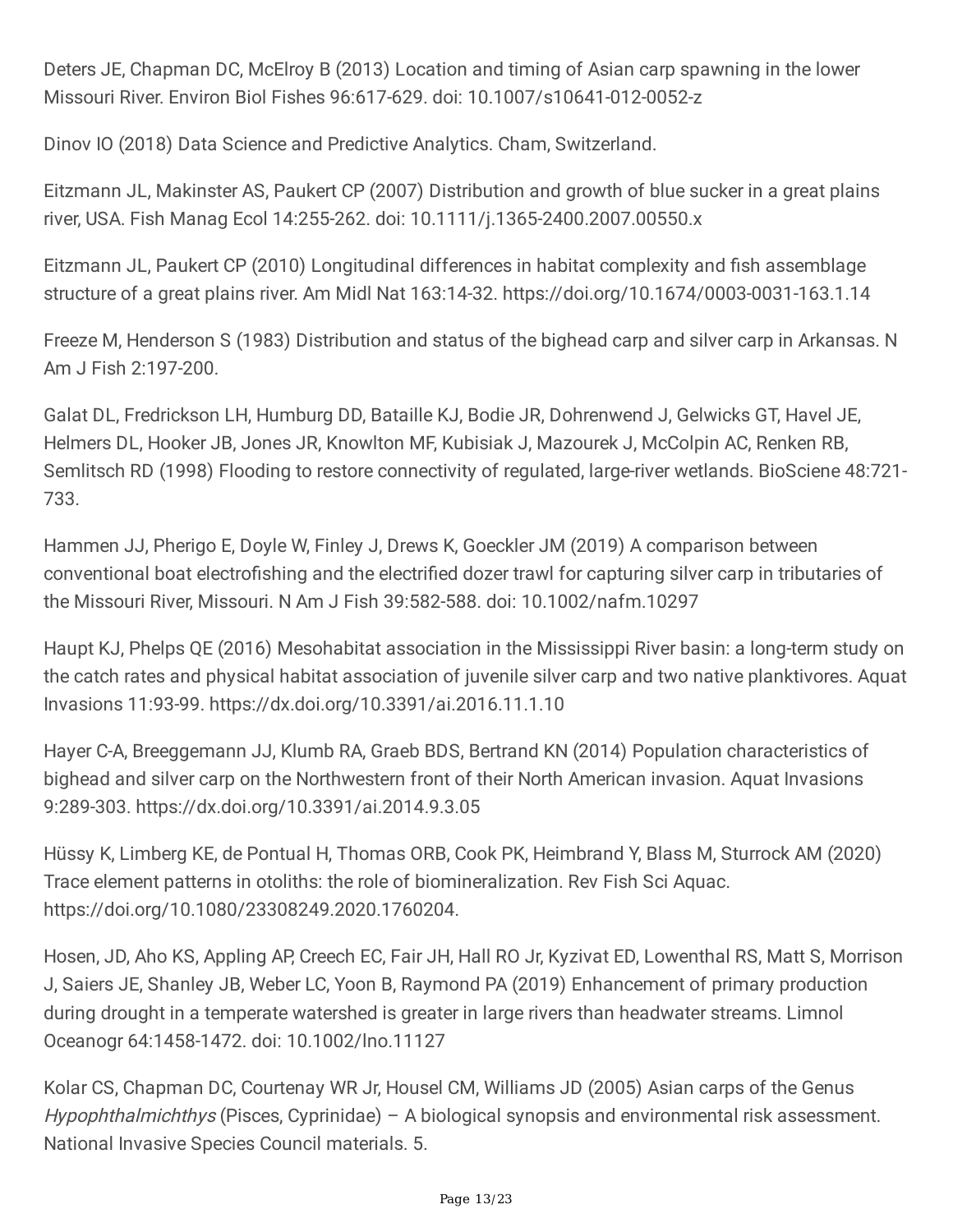Deters JE, Chapman DC, McElroy B (2013) Location and timing of Asian carp spawning in the lower Missouri River. Environ Biol Fishes 96:617-629. doi: 10.1007/s10641-012-0052-z

Dinov IO (2018) Data Science and Predictive Analytics. Cham, Switzerland.

Eitzmann JL, Makinster AS, Paukert CP (2007) Distribution and growth of blue sucker in a great plains river, USA. Fish Manag Ecol 14:255-262. doi: 10.1111/j.1365-2400.2007.00550.x

Eitzmann JL, Paukert CP (2010) Longitudinal differences in habitat complexity and fish assemblage structure of a great plains river. Am Midl Nat 163:14-32. https://doi.org/10.1674/0003-0031-163.1.14

Freeze M, Henderson S (1983) Distribution and status of the bighead carp and silver carp in Arkansas. N Am J Fish 2:197-200.

Galat DL, Fredrickson LH, Humburg DD, Bataille KJ, Bodie JR, Dohrenwend J, Gelwicks GT, Havel JE, Helmers DL, Hooker JB, Jones JR, Knowlton MF, Kubisiak J, Mazourek J, McColpin AC, Renken RB, Semlitsch RD (1998) Flooding to restore connectivity of regulated, large-river wetlands. BioSciene 48:721-733.

Hammen JJ, Pherigo E, Doyle W, Finley J, Drews K, Goeckler JM (2019) A comparison between conventional boat electrofishing and the electrified dozer trawl for capturing silver carp in tributaries of the Missouri River, Missouri. N Am J Fish 39:582-588. doi: 10.1002/nafm.10297

Haupt KJ, Phelps QE (2016) Mesohabitat association in the Mississippi River basin: a long-term study on the catch rates and physical habitat association of juvenile silver carp and two native planktivores. Aquat Invasions 11:93-99. https://dx.doi.org/10.3391/ai.2016.11.1.10

Hayer C-A, Breeggemann JJ, Klumb RA, Graeb BDS, Bertrand KN (2014) Population characteristics of bighead and silver carp on the Northwestern front of their North American invasion. Aquat Invasions 9:289-303. https://dx.doi.org/10.3391/ai.2014.9.3.05

Hüssy K, Limberg KE, de Pontual H, Thomas ORB, Cook PK, Heimbrand Y, Blass M, Sturrock AM (2020) Trace element patterns in otoliths: the role of biomineralization. Rev Fish Sci Aquac. https://doi.org/10.1080/23308249.2020.1760204.

Hosen, JD, Aho KS, Appling AP, Creech EC, Fair JH, Hall RO Jr, Kyzivat ED, Lowenthal RS, Matt S, Morrison J, Saiers JE, Shanley JB, Weber LC, Yoon B, Raymond PA (2019) Enhancement of primary production during drought in a temperate watershed is greater in large rivers than headwater streams. Limnol Oceanogr 64:1458-1472. doi: 10.1002/lno.11127

Kolar CS, Chapman DC, Courtenay WR Jr, Housel CM, Williams JD (2005) Asian carps of the Genus *Hypophthalmichthys* (Pisces, Cyprinidae) – A biological synopsis and environmental risk assessment. National Invasive Species Council materials. 5.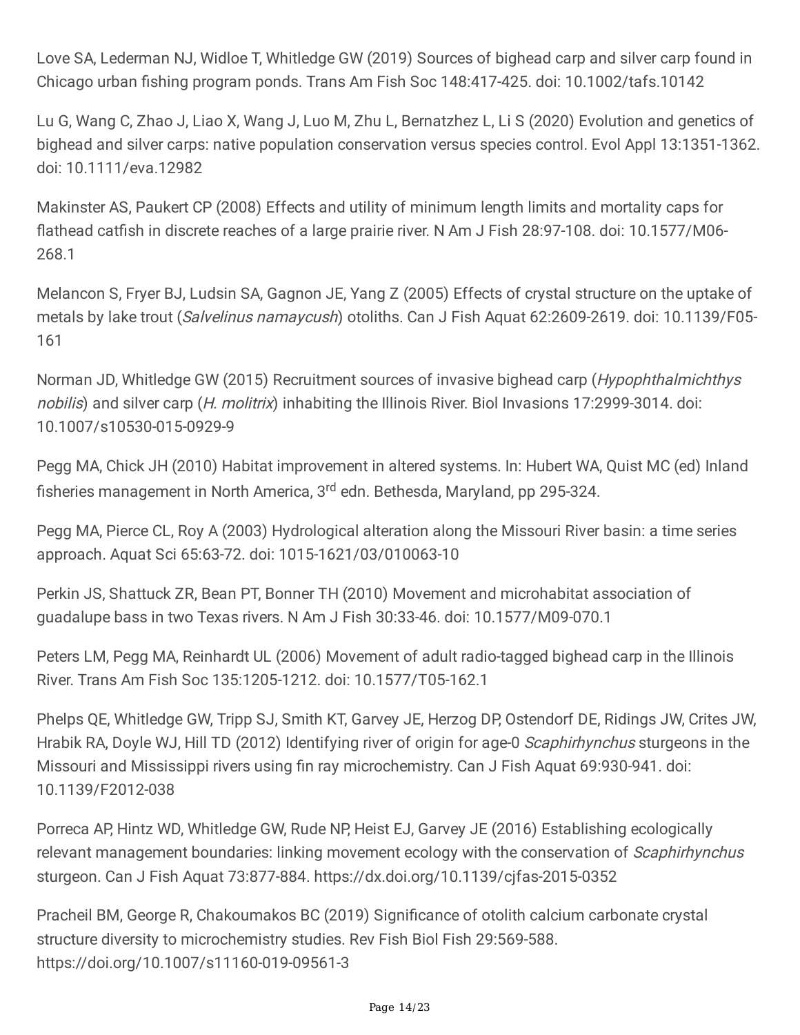Love SA, Lederman NJ, Widloe T, Whitledge GW (2019) Sources of bighead carp and silver carp found in Chicago urban fishing program ponds. Trans Am Fish Soc 148:417-425. doi: 10.1002/tafs.10142

Lu G, Wang C, Zhao J, Liao X, Wang J, Luo M, Zhu L, Bernatzhez L, Li S (2020) Evolution and genetics of bighead and silver carps: native population conservation versus species control. Evol Appl 13:1351-1362. doi: 10.1111/eva.12982

Makinster AS, Paukert CP (2008) Effects and utility of minimum length limits and mortality caps for flathead catfish in discrete reaches of a large prairie river. N Am J Fish 28:97-108. doi: 10.1577/M06-268.1

Melancon S, Fryer BJ, Ludsin SA, Gagnon JE, Yang Z (2005) Effects of crystal structure on the uptake of metals by lake trout (*Salvelinus namaycush*) otoliths. Can J Fish Aquat 62:2609-2619. doi: 10.1139/F05-161

Norman JD, Whitledge GW (2015) Recruitment sources of invasive bighead carp (*Hypophthalmichthys nobilis*) and silver carp (*H. molitrix*) inhabiting the Illinois River. Biol Invasions 17:2999-3014. doi: 10.1007/s10530-015-0929-9

Pegg MA, Chick JH (2010) Habitat improvement in altered systems. In: Hubert WA, Quist MC (ed) Inland fisheries management in North America, 3rd edn. Bethesda, Maryland, pp 295-324.

Pegg MA, Pierce CL, Roy A (2003) Hydrological alteration along the Missouri River basin: a time series approach. Aquat Sci 65:63-72. doi: 1015-1621/03/010063-10

Perkin JS, Shattuck ZR, Bean PT, Bonner TH (2010) Movement and microhabitat association of guadalupe bass in two Texas rivers. N Am J Fish 30:33-46. doi: 10.1577/M09-070.1

Peters LM, Pegg MA, Reinhardt UL (2006) Movement of adult radio-tagged bighead carp in the Illinois River. Trans Am Fish Soc 135:1205-1212. doi: 10.1577/T05-162.1

Phelps QE, Whitledge GW, Tripp SJ, Smith KT, Garvey JE, Herzog DP, Ostendorf DE, Ridings JW, Crites JW, Hrabik RA, Doyle WJ, Hill TD (2012) Identifying river of origin for age-0 *Scaphirhynchus* sturgeons in the Missouri and Mississippi rivers using fin ray microchemistry. Can J Fish Aquat 69:930-941. doi: 10.1139/F2012-038

Porreca AP, Hintz WD, Whitledge GW, Rude NP, Heist EJ, Garvey JE (2016) Establishing ecologically relevant management boundaries: linking movement ecology with the conservation of *Scaphirhynchus* sturgeon. Can J Fish Aquat 73:877-884. https://dx.doi.org/10.1139/cjfas-2015-0352

Pracheil BM, George R, Chakoumakos BC (2019) Significance of otolith calcium carbonate crystal structure diversity to microchemistry studies. Rev Fish Biol Fish 29:569-588. https://doi.org/10.1007/s11160-019-09561-3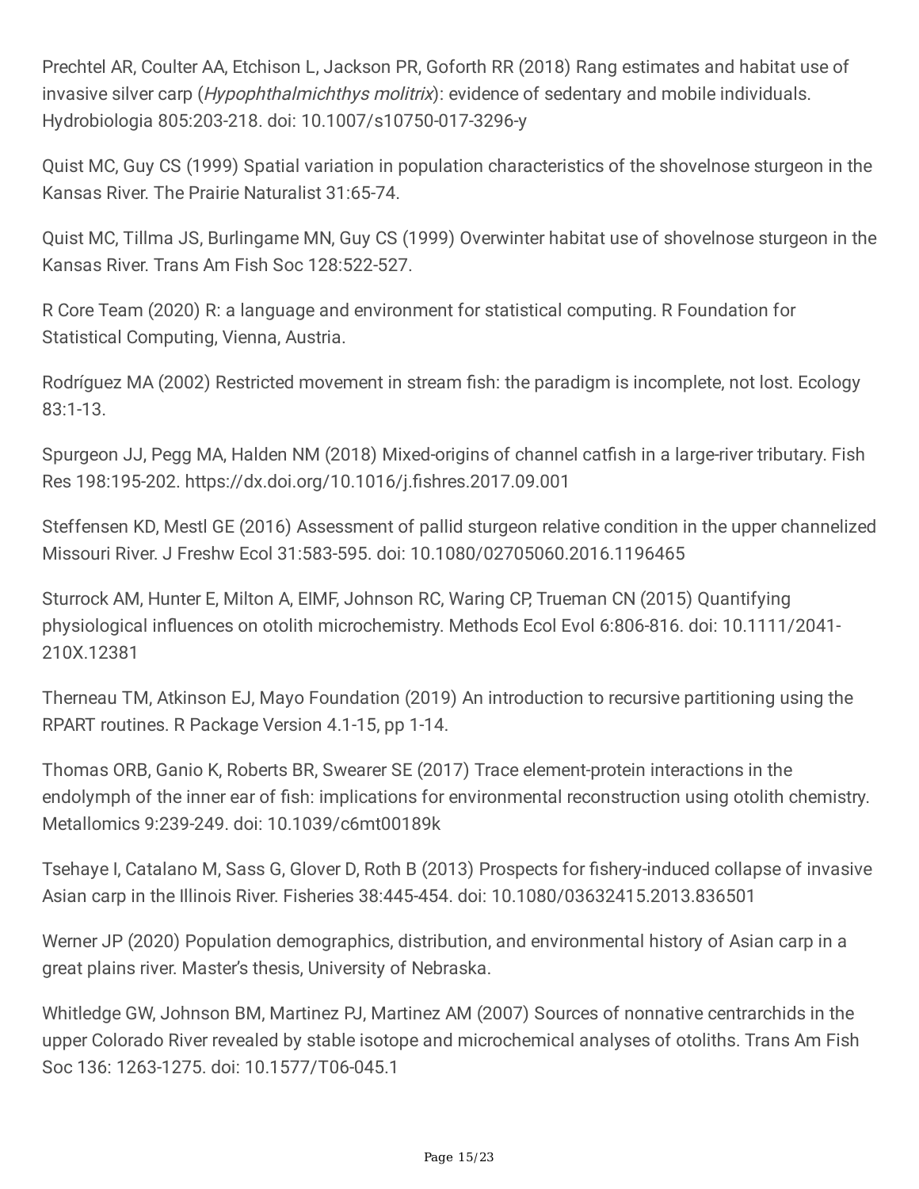Prechtel AR, Coulter AA, Etchison L, Jackson PR, Goforth RR (2018) Rang estimates and habitat use of invasive silver carp (*Hypophthalmichthys molitrix*): evidence of sedentary and mobile individuals. Hydrobiologia 805:203-218. doi: 10.1007/s10750-017-3296-y

Quist MC, Guy CS (1999) Spatial variation in population characteristics of the shovelnose sturgeon in the Kansas River. The Prairie Naturalist 31:65-74.

Quist MC, Tillma JS, Burlingame MN, Guy CS (1999) Overwinter habitat use of shovelnose sturgeon in the Kansas River. Trans Am Fish Soc 128:522-527.

R Core Team (2020) R: a language and environment for statistical computing. R Foundation for Statistical Computing, Vienna, Austria.

Rodríguez MA (2002) Restricted movement in stream fish: the paradigm is incomplete, not lost. Ecology 83:1-13.

Spurgeon JJ, Pegg MA, Halden NM (2018) Mixed-origins of channel catfish in a large-river tributary. Fish Res 198:195-202. https://dx.doi.org/10.1016/j.fishres.2017.09.001

Steffensen KD, Mestl GE (2016) Assessment of pallid sturgeon relative condition in the upper channelized Missouri River. J Freshw Ecol 31:583-595. doi: 10.1080/02705060.2016.1196465

Sturrock AM, Hunter E, Milton A, EIMF, Johnson RC, Waring CP, Trueman CN (2015) Quantifying physiological influences on otolith microchemistry. Methods Ecol Evol 6:806-816. doi: 10.1111/2041-210X.12381

Therneau TM, Atkinson EJ, Mayo Foundation (2019) An introduction to recursive partitioning using the RPART routines. R Package Version 4.1-15, pp 1-14.

Thomas ORB, Ganio K, Roberts BR, Swearer SE (2017) Trace element-protein interactions in the endolymph of the inner ear of fish: implications for environmental reconstruction using otolith chemistry. Metallomics 9:239-249. doi: 10.1039/c6mt00189k

Tsehaye I, Catalano M, Sass G, Glover D, Roth B (2013) Prospects for fishery-induced collapse of invasive Asian carp in the Illinois River. Fisheries 38:445-454. doi: 10.1080/03632415.2013.836501

Werner JP (2020) Population demographics, distribution, and environmental history of Asian carp in a great plains river. Master's thesis, University of Nebraska.

Whitledge GW, Johnson BM, Martinez PJ, Martinez AM (2007) Sources of nonnative centrarchids in the upper Colorado River revealed by stable isotope and microchemical analyses of otoliths. Trans Am Fish Soc 136: 1263-1275. doi: 10.1577/T06-045.1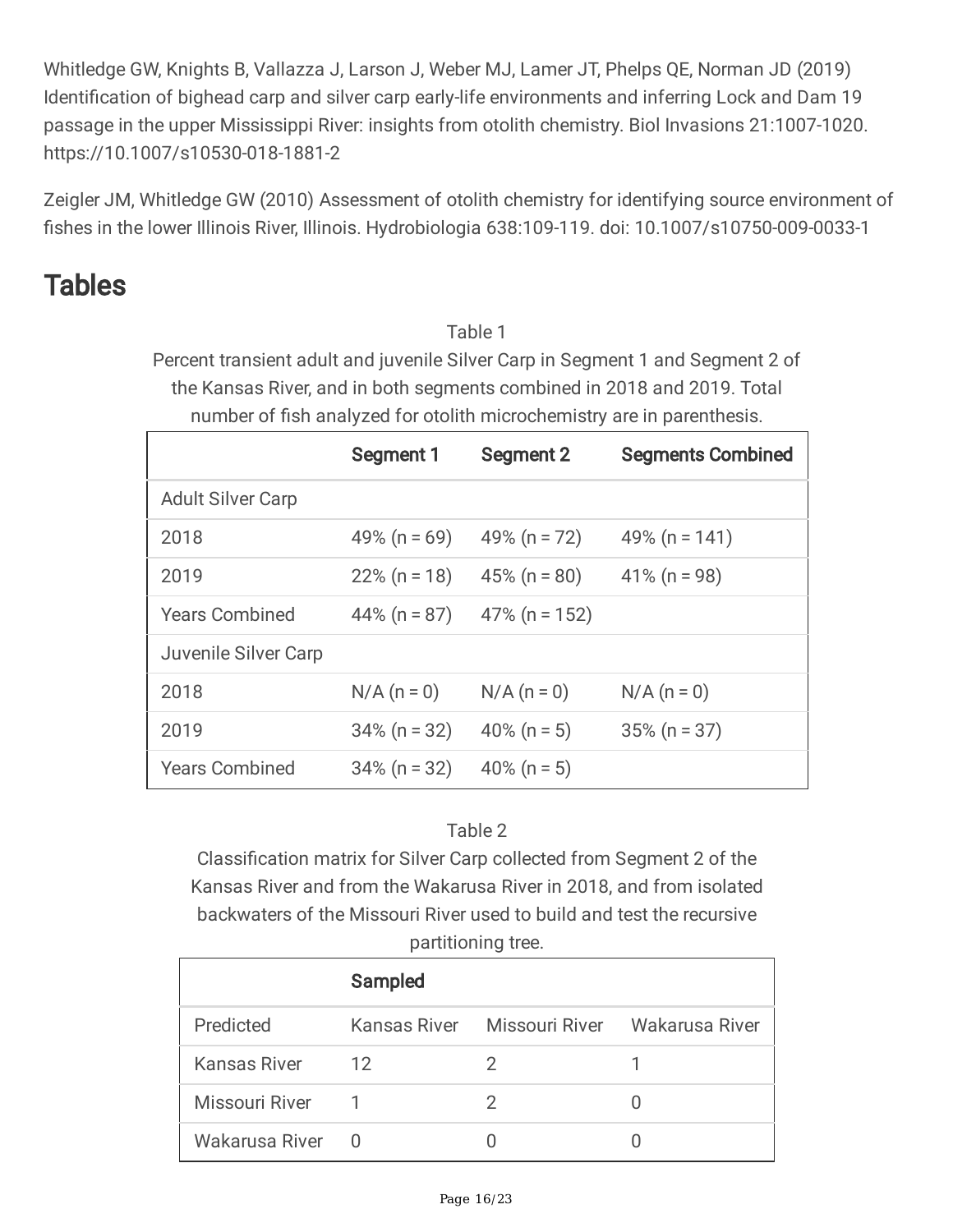Whitledge GW, Knights B, Vallazza J, Larson J, Weber MJ, Lamer JT, Phelps QE, Norman JD (2019) Identification of bighead carp and silver carp early-life environments and inferring Lock and Dam 19 passage in the upper Mississippi River: insights from otolith chemistry. Biol Invasions 21:1007-1020. https://10.1007/s10530-018-1881-2

Zeigler JM, Whitledge GW (2010) Assessment of otolith chemistry for identifying source environment of fishes in the lower Illinois River, Illinois. Hydrobiologia 638:109-119. doi: 10.1007/s10750-009-0033-1

## Tables

Table 1

Percent transient adult and juvenile Silver Carp in Segment 1 and Segment 2 of the Kansas River, and in both segments combined in 2018 and 2019. Total number of fish analyzed for otolith microchemistry are in parenthesis.

| | Segment 1 | Segment 2 | Segments Combined |
|---|---|---|---|
| Adult Silver Carp | | | |
| 2018 | 49% (n = 69) | 49% (n = 72) | 49% (n = 141) |
| 2019 | 22% (n = 18) | 45% (n = 80) | 41% (n = 98) |
| Years Combined | 44% (n = 87) | 47% (n = 152) | |
| Juvenile Silver Carp | | | |
| 2018 | N/A (n = 0) | N/A (n = 0) | N/A (n = 0) |
| 2019 | 34% (n = 32) | 40% (n = 5) | 35% (n = 37) |
| Years Combined | 34% (n = 32) | 40% (n = 5) | |

Table 2

Classification matrix for Silver Carp collected from Segment 2 of the Kansas River and from the Wakarusa River in 2018, and from isolated backwaters of the Missouri River used to build and test the recursive partitioning tree.

| | Sampled | | |
|---|---|---|---|
| Predicted | Kansas River | Missouri River | Wakarusa River |
| Kansas River | 12 | 2 | 1 |
| Missouri River | 1 | 2 | 0 |
| Wakarusa River | 0 | 0 | 0 |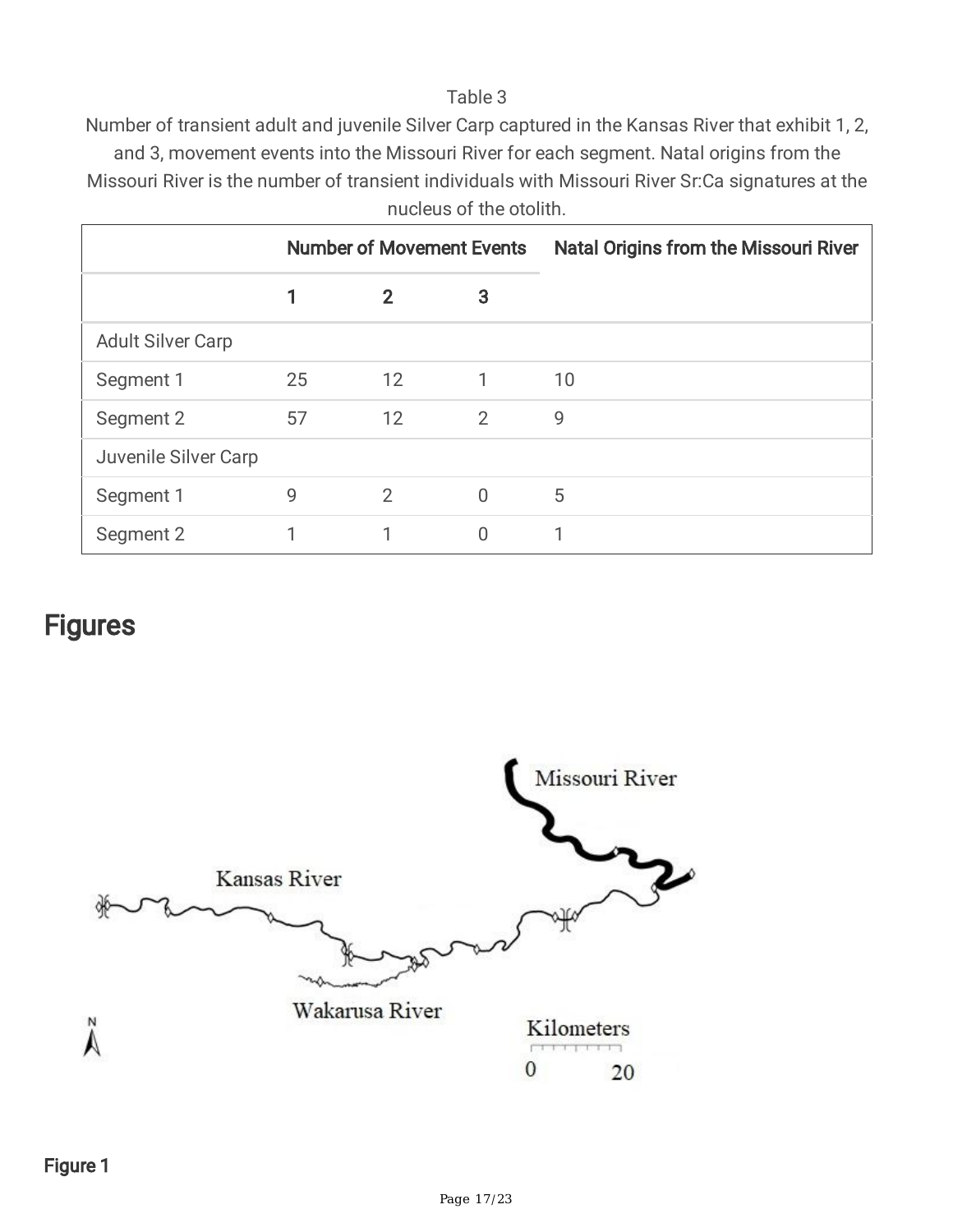Table 3

Number of transient adult and juvenile Silver Carp captured in the Kansas River that exhibit 1, 2, and 3, movement events into the Missouri River for each segment. Natal origins from the Missouri River is the number of transient individuals with Missouri River Sr:Ca signatures at the nucleus of the otolith.

| | Number of Movement Events | | | Natal Origins from the Missouri River |
|---|---|---|---|---|
| | 1 | 2 | 3 | |
| Adult Silver Carp | | | | |
| Segment 1 | 25 | 12 | 1 | 10 |
| Segment 2 | 57 | 12 | 2 | 9 |
| Juvenile Silver Carp | | | | |
| Segment 1 | 9 | 2 | 0 | 5 |
| Segment 2 | 1 | 1 | 0 | 1 |

## Figures

Missouri River

Kansas River

Wakarusa River

N

Kilometers

0 20

**Figure 1**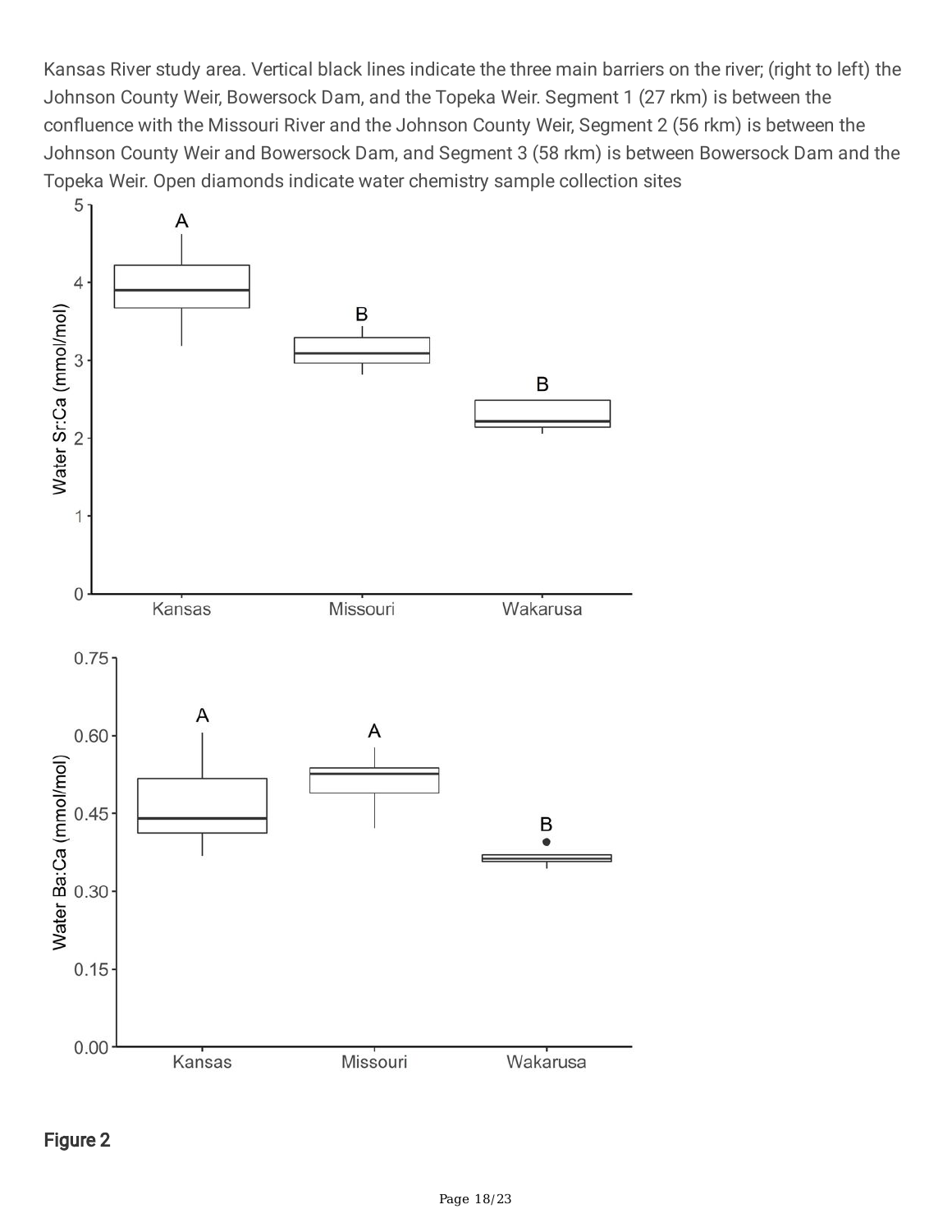Kansas River study area. Vertical black lines indicate the three main barriers on the river; (right to left) the Johnson County Weir, Bowersock Dam, and the Topeka Weir. Segment 1 (27 rkm) is between the confluence with the Missouri River and the Johnson County Weir, Segment 2 (56 rkm) is between the Johnson County Weir and Bowersock Dam, and Segment 3 (58 rkm) is between Bowersock Dam and the Topeka Weir. Open diamonds indicate water chemistry sample collection sites

**Figure 2**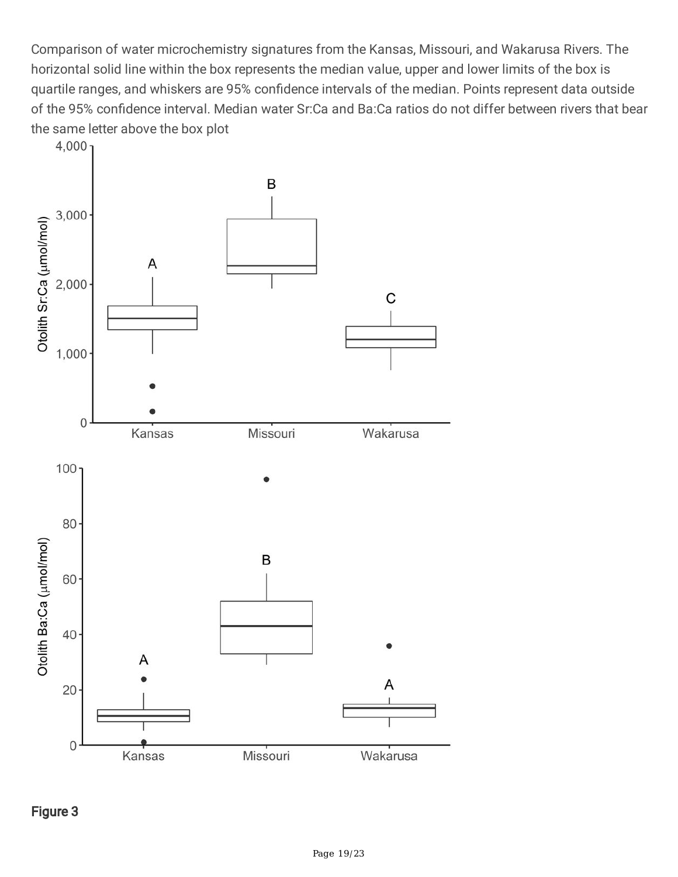Comparison of water microchemistry signatures from the Kansas, Missouri, and Wakarusa Rivers. The horizontal solid line within the box represents the median value, upper and lower limits of the box is quartile ranges, and whiskers are 95% confidence intervals of the median. Points represent data outside of the 95% confidence interval. Median water Sr:Ca and Ba:Ca ratios do not differ between rivers that bear the same letter above the box plot

**Figure 3**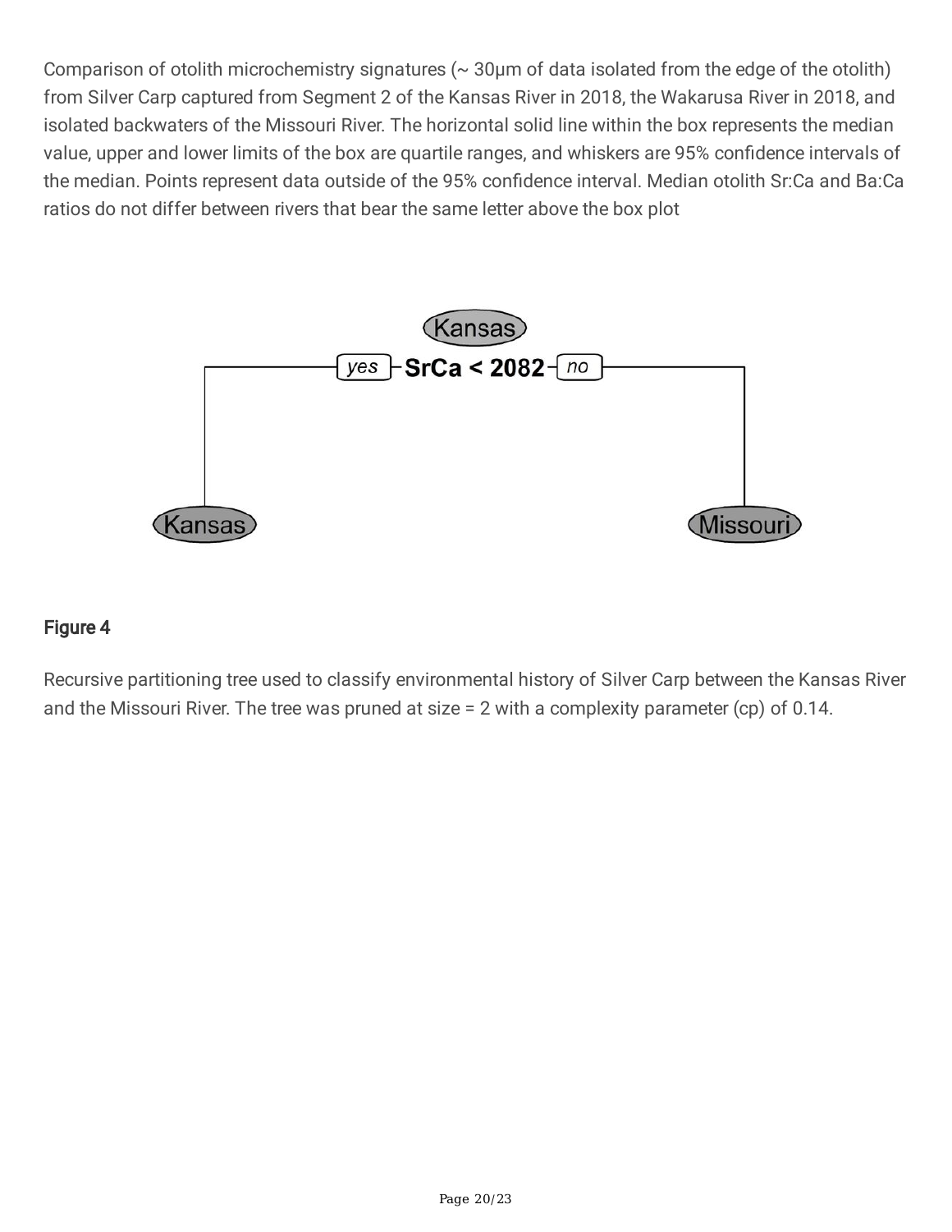Comparison of otolith microchemistry signatures (~ 30μm of data isolated from the edge of the otolith) from Silver Carp captured from Segment 2 of the Kansas River in 2018, the Wakarusa River in 2018, and isolated backwaters of the Missouri River. The horizontal solid line within the box represents the median value, upper and lower limits of the box are quartile ranges, and whiskers are 95% confidence intervals of the median. Points represent data outside of the 95% confidence interval. Median otolith Sr:Ca and Ba:Ca ratios do not differ between rivers that bear the same letter above the box plot

Kansas

yes SrCa < 2082 no

Kansas

Missouri

**Figure 4**

Recursive partitioning tree used to classify environmental history of Silver Carp between the Kansas River and the Missouri River. The tree was pruned at size = 2 with a complexity parameter (cp) of 0.14.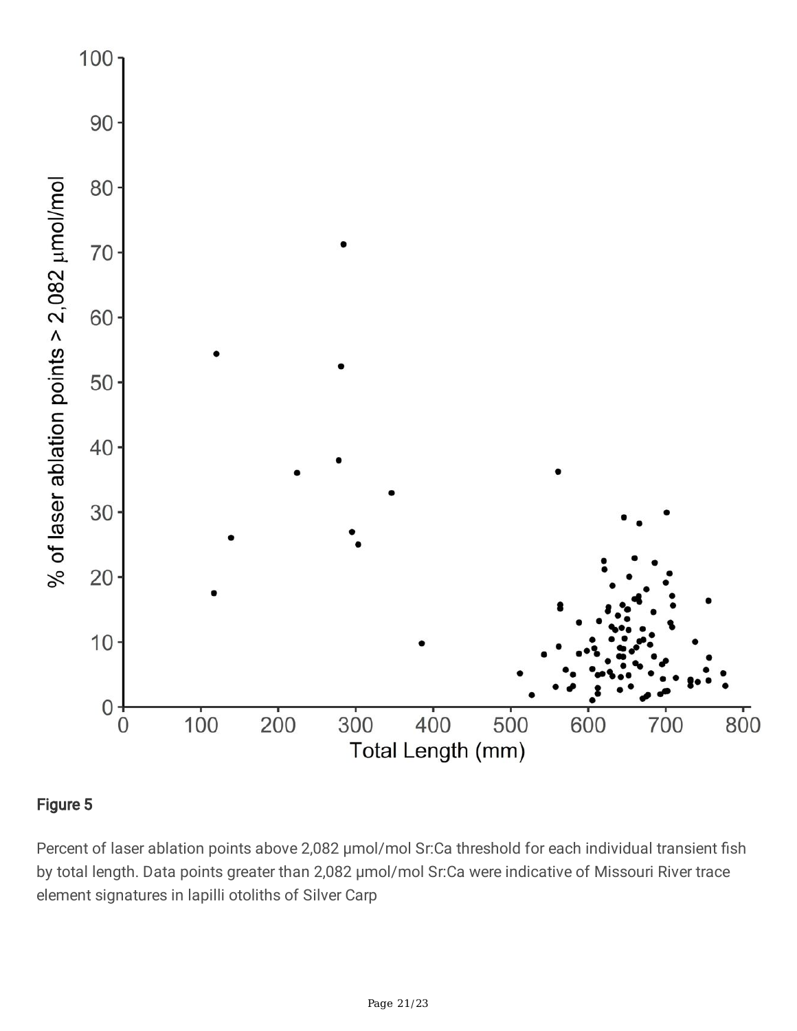**Figure 5**

Percent of laser ablation points above 2,082 µmol/mol Sr:Ca threshold for each individual transient fish by total length. Data points greater than 2,082 µmol/mol Sr:Ca were indicative of Missouri River trace element signatures in lapilli otoliths of Silver Carp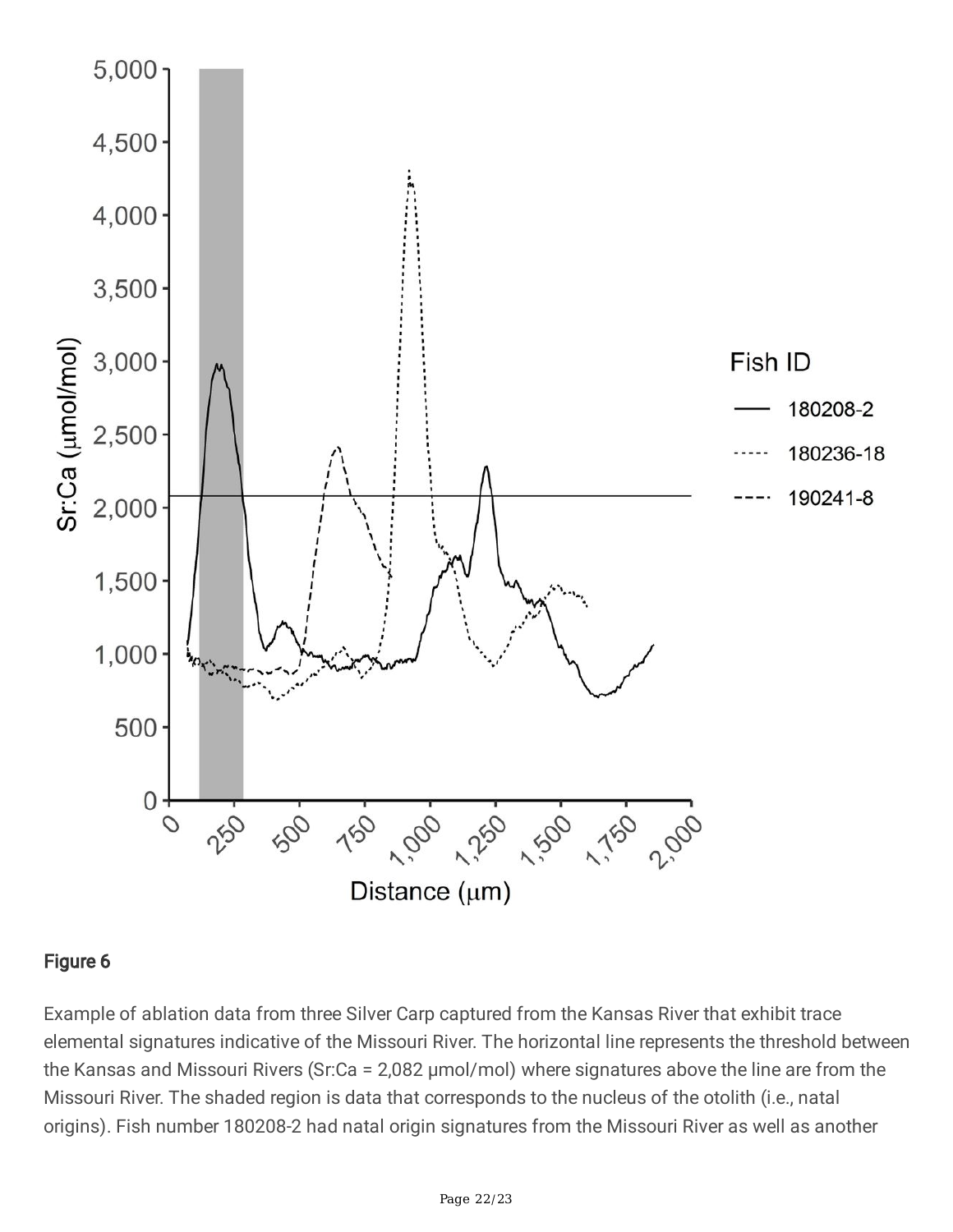## Figure 6

Example of ablation data from three Silver Carp captured from the Kansas River that exhibit trace elemental signatures indicative of the Missouri River. The horizontal line represents the threshold between the Kansas and Missouri Rivers (Sr:Ca = 2,082 μmol/mol) where signatures above the line are from the Missouri River. The shaded region is data that corresponds to the nucleus of the otolith (i.e., natal origins). Fish number 180208-2 had natal origin signatures from the Missouri River as well as another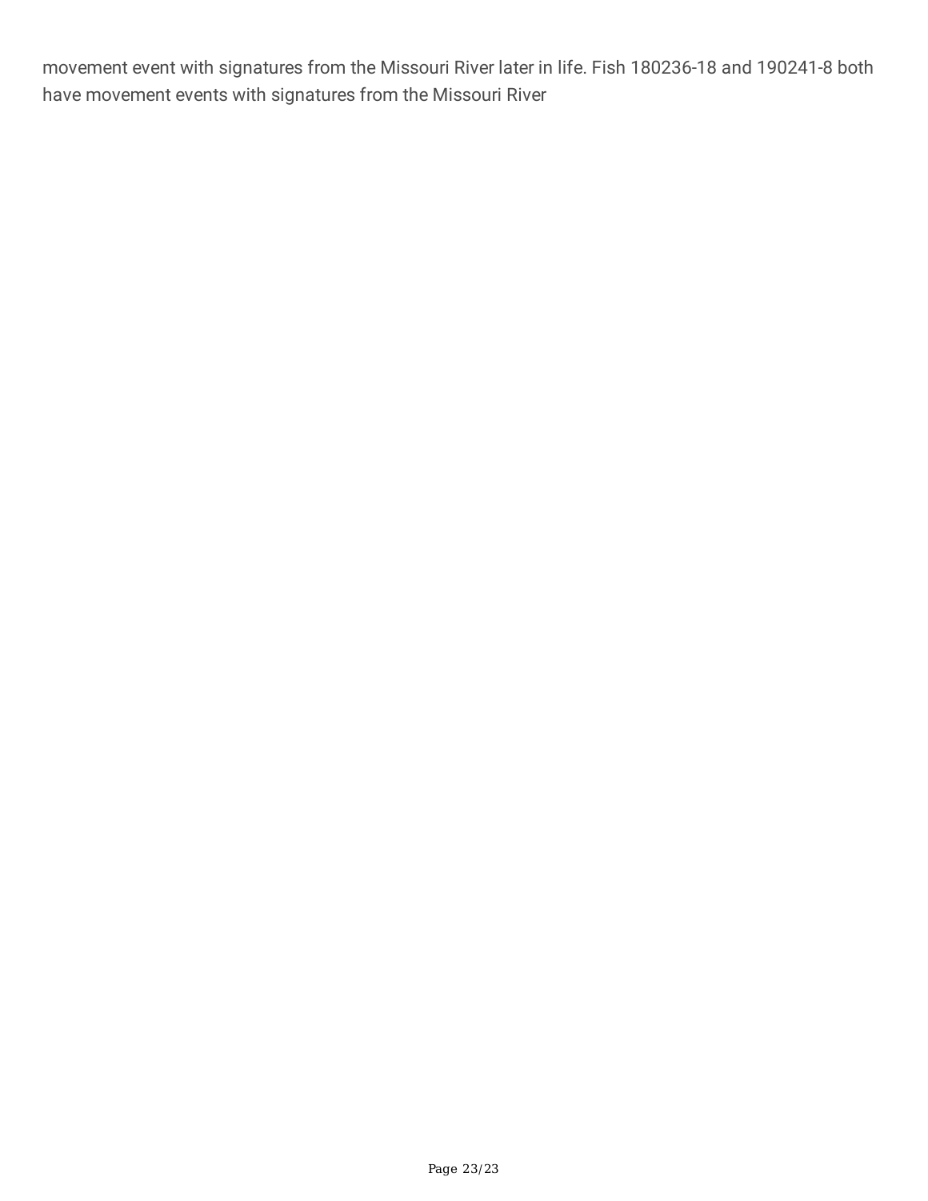movement event with signatures from the Missouri River later in life. Fish 180236-18 and 190241-8 both have movement events with signatures from the Missouri River